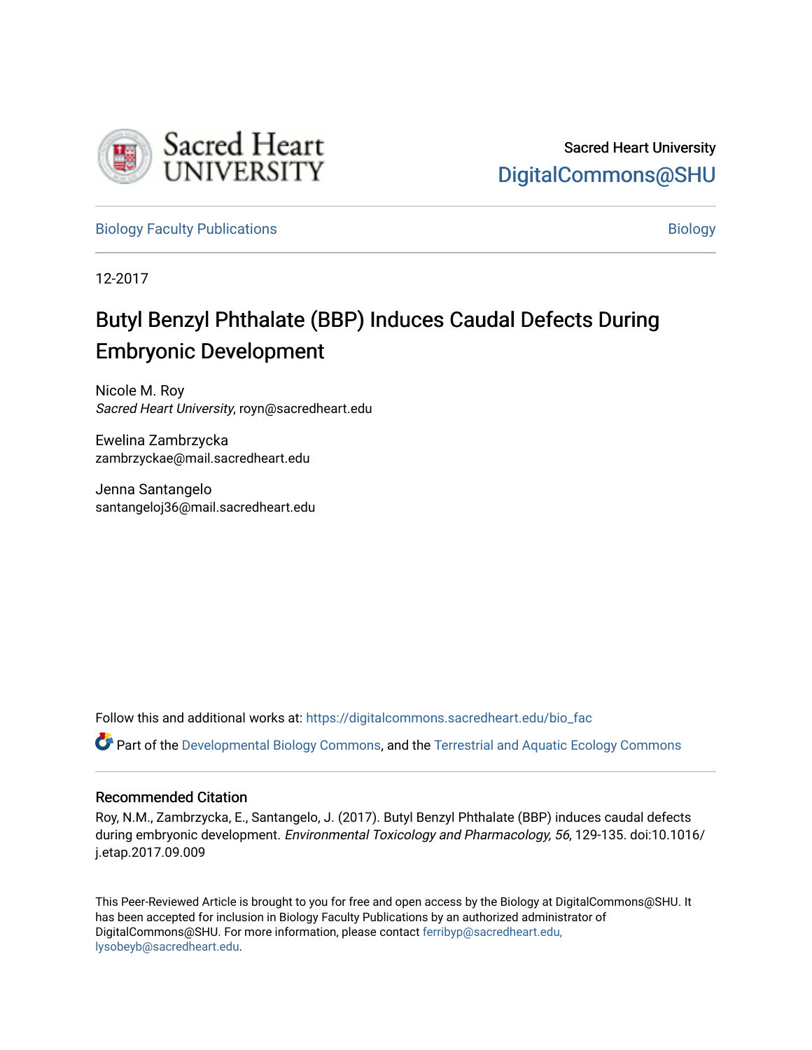Sacred Heart University
DigitalCommons@SHU

Biology Faculty Publications | Biology

12-2017

# Butyl Benzyl Phthalate (BBP) Induces Caudal Defects During Embryonic Development

Nicole M. Roy
*Sacred Heart University*, royn@sacredheart.edu

Ewelina Zambrzycka
zambrzyckae@mail.sacredheart.edu

Jenna Santangelo
santangeloj36@mail.sacredheart.edu

Follow this and additional works at: https://digitalcommons.sacredheart.edu/bio_fac

Part of the Developmental Biology Commons, and the Terrestrial and Aquatic Ecology Commons

## Recommended Citation

Roy, N.M., Zambrzycka, E., Santangelo, J. (2017). Butyl Benzyl Phthalate (BBP) induces caudal defects during embryonic development. *Environmental Toxicology and Pharmacology, 56*, 129-135. doi:10.1016/j.etap.2017.09.009

This Peer-Reviewed Article is brought to you for free and open access by the Biology at DigitalCommons@SHU. It has been accepted for inclusion in Biology Faculty Publications by an authorized administrator of DigitalCommons@SHU. For more information, please contact ferribyp@sacredheart.edu, lysobeyb@sacredheart.edu.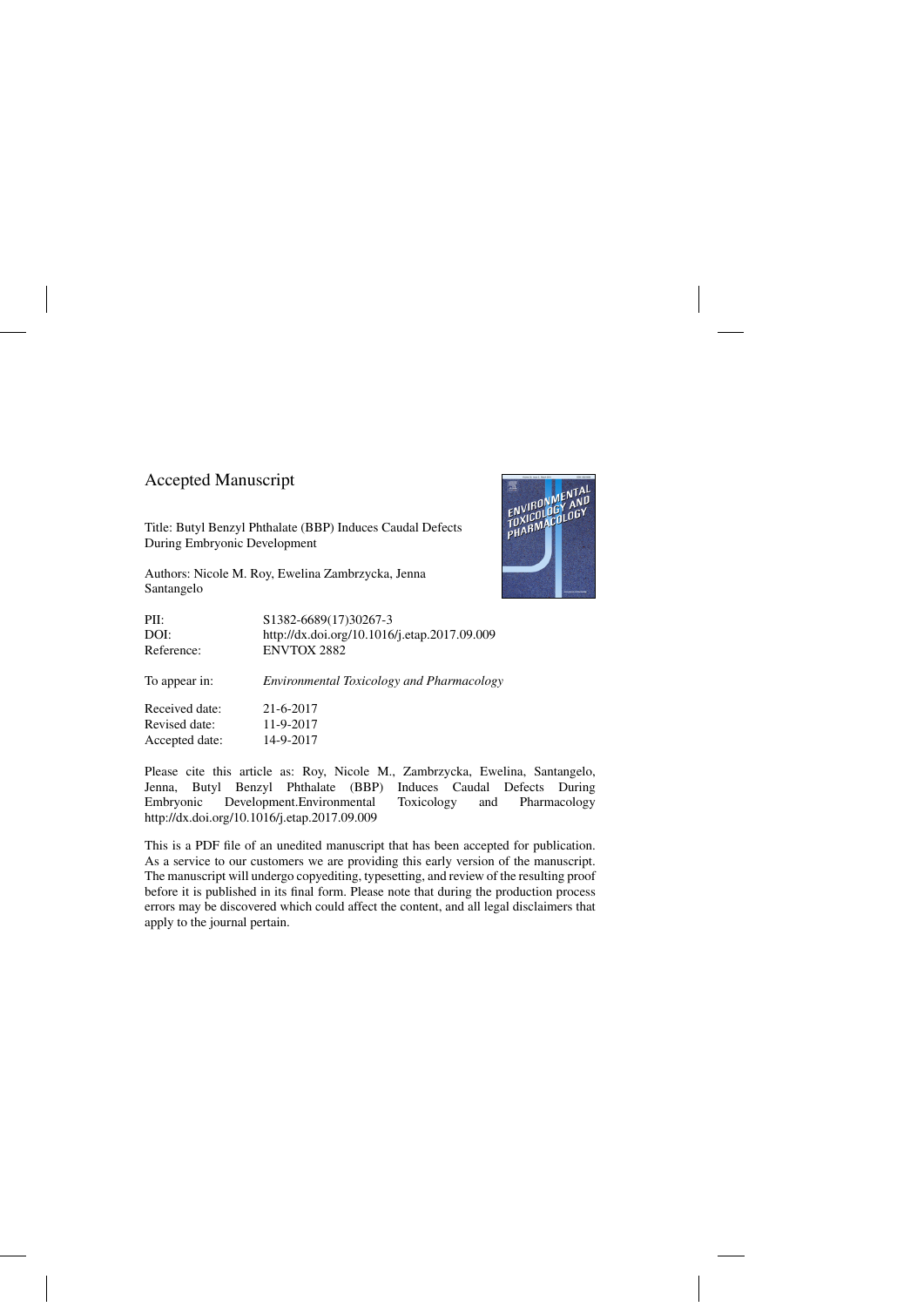Accepted Manuscript

Title: Butyl Benzyl Phthalate (BBP) Induces Caudal Defects During Embryonic Development

Authors: Nicole M. Roy, Ewelina Zambrzycka, Jenna Santangelo

| | |
|---|---|
| PII: | S1382-6689(17)30267-3 |
| DOI: | http://dx.doi.org/10.1016/j.etap.2017.09.009 |
| Reference: | ENVTOX 2882 |
| To appear in: | *Environmental Toxicology and Pharmacology* |
| Received date: | 21-6-2017 |
| Revised date: | 11-9-2017 |
| Accepted date: | 14-9-2017 |

Please cite this article as: Roy, Nicole M., Zambrzycka, Ewelina, Santangelo, Jenna, Butyl Benzyl Phthalate (BBP) Induces Caudal Defects During Embryonic Development.Environmental Toxicology and Pharmacology http://dx.doi.org/10.1016/j.etap.2017.09.009

This is a PDF file of an unedited manuscript that has been accepted for publication. As a service to our customers we are providing this early version of the manuscript. The manuscript will undergo copyediting, typesetting, and review of the resulting proof before it is published in its final form. Please note that during the production process errors may be discovered which could affect the content, and all legal disclaimers that apply to the journal pertain.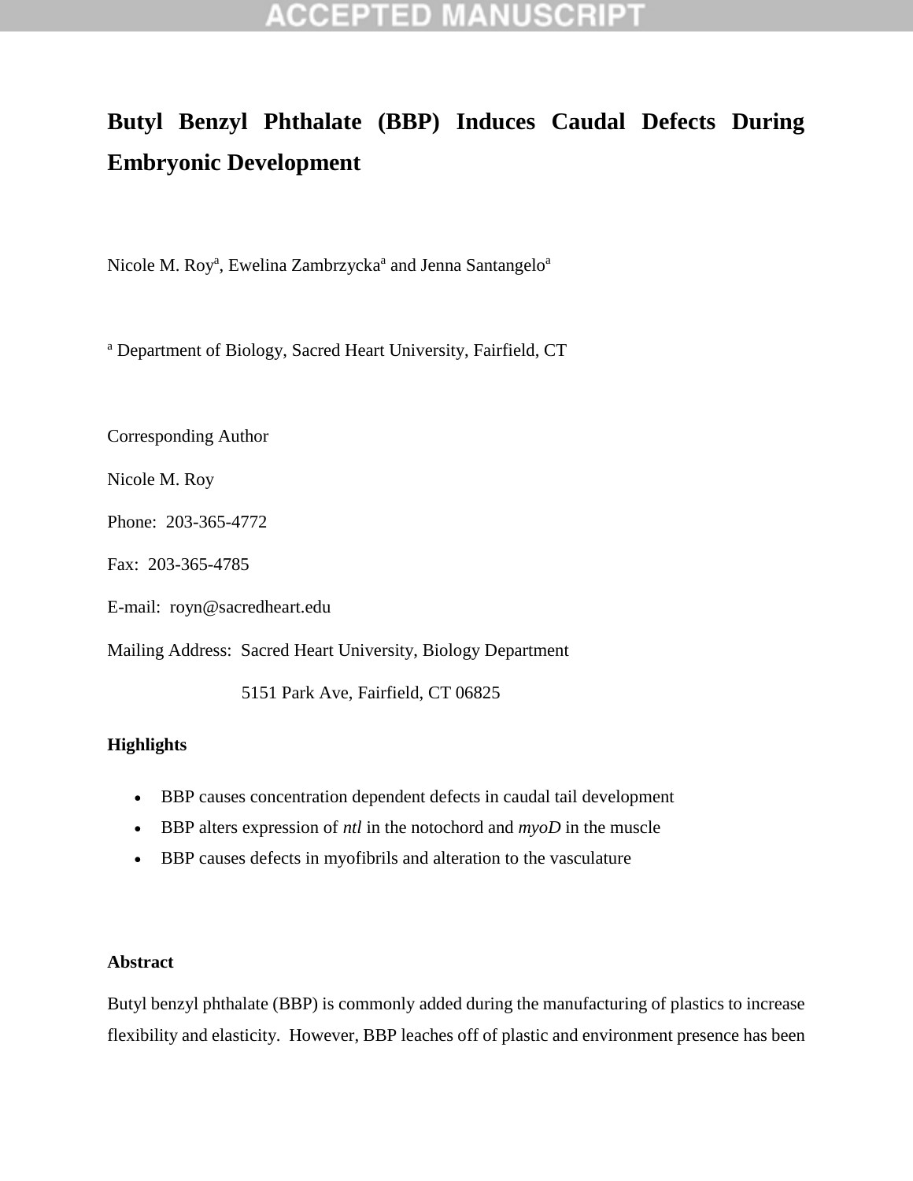# Butyl Benzyl Phthalate (BBP) Induces Caudal Defects During Embryonic Development

Nicole M. Roy[a], Ewelina Zambrzycka[a] and Jenna Santangelo[a]

[a] Department of Biology, Sacred Heart University, Fairfield, CT

Corresponding Author

Nicole M. Roy

Phone: 203-365-4772

Fax: 203-365-4785

E-mail: royn@sacredheart.edu

Mailing Address: Sacred Heart University, Biology Department

5151 Park Ave, Fairfield, CT 06825

**Highlights**

- BBP causes concentration dependent defects in caudal tail development
- BBP alters expression of *ntl* in the notochord and *myoD* in the muscle
- BBP causes defects in myofibrils and alteration to the vasculature

**Abstract**

Butyl benzyl phthalate (BBP) is commonly added during the manufacturing of plastics to increase flexibility and elasticity. However, BBP leaches off of plastic and environment presence has been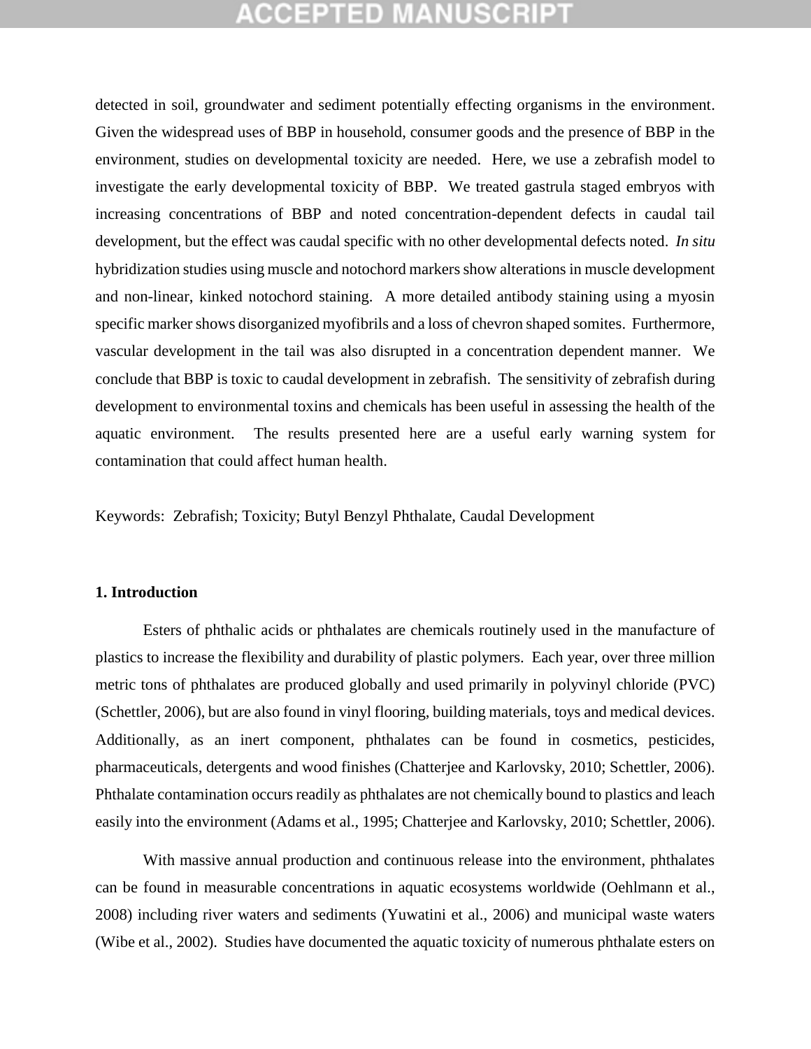detected in soil, groundwater and sediment potentially effecting organisms in the environment. Given the widespread uses of BBP in household, consumer goods and the presence of BBP in the environment, studies on developmental toxicity are needed. Here, we use a zebrafish model to investigate the early developmental toxicity of BBP. We treated gastrula staged embryos with increasing concentrations of BBP and noted concentration-dependent defects in caudal tail development, but the effect was caudal specific with no other developmental defects noted. *In situ* hybridization studies using muscle and notochord markers show alterations in muscle development and non-linear, kinked notochord staining. A more detailed antibody staining using a myosin specific marker shows disorganized myofibrils and a loss of chevron shaped somites. Furthermore, vascular development in the tail was also disrupted in a concentration dependent manner. We conclude that BBP is toxic to caudal development in zebrafish. The sensitivity of zebrafish during development to environmental toxins and chemicals has been useful in assessing the health of the aquatic environment. The results presented here are a useful early warning system for contamination that could affect human health.

Keywords: Zebrafish; Toxicity; Butyl Benzyl Phthalate, Caudal Development

## 1. Introduction

Esters of phthalic acids or phthalates are chemicals routinely used in the manufacture of plastics to increase the flexibility and durability of plastic polymers. Each year, over three million metric tons of phthalates are produced globally and used primarily in polyvinyl chloride (PVC) (Schettler, 2006), but are also found in vinyl flooring, building materials, toys and medical devices. Additionally, as an inert component, phthalates can be found in cosmetics, pesticides, pharmaceuticals, detergents and wood finishes (Chatterjee and Karlovsky, 2010; Schettler, 2006). Phthalate contamination occurs readily as phthalates are not chemically bound to plastics and leach easily into the environment (Adams et al., 1995; Chatterjee and Karlovsky, 2010; Schettler, 2006).

With massive annual production and continuous release into the environment, phthalates can be found in measurable concentrations in aquatic ecosystems worldwide (Oehlmann et al., 2008) including river waters and sediments (Yuwatini et al., 2006) and municipal waste waters (Wibe et al., 2002). Studies have documented the aquatic toxicity of numerous phthalate esters on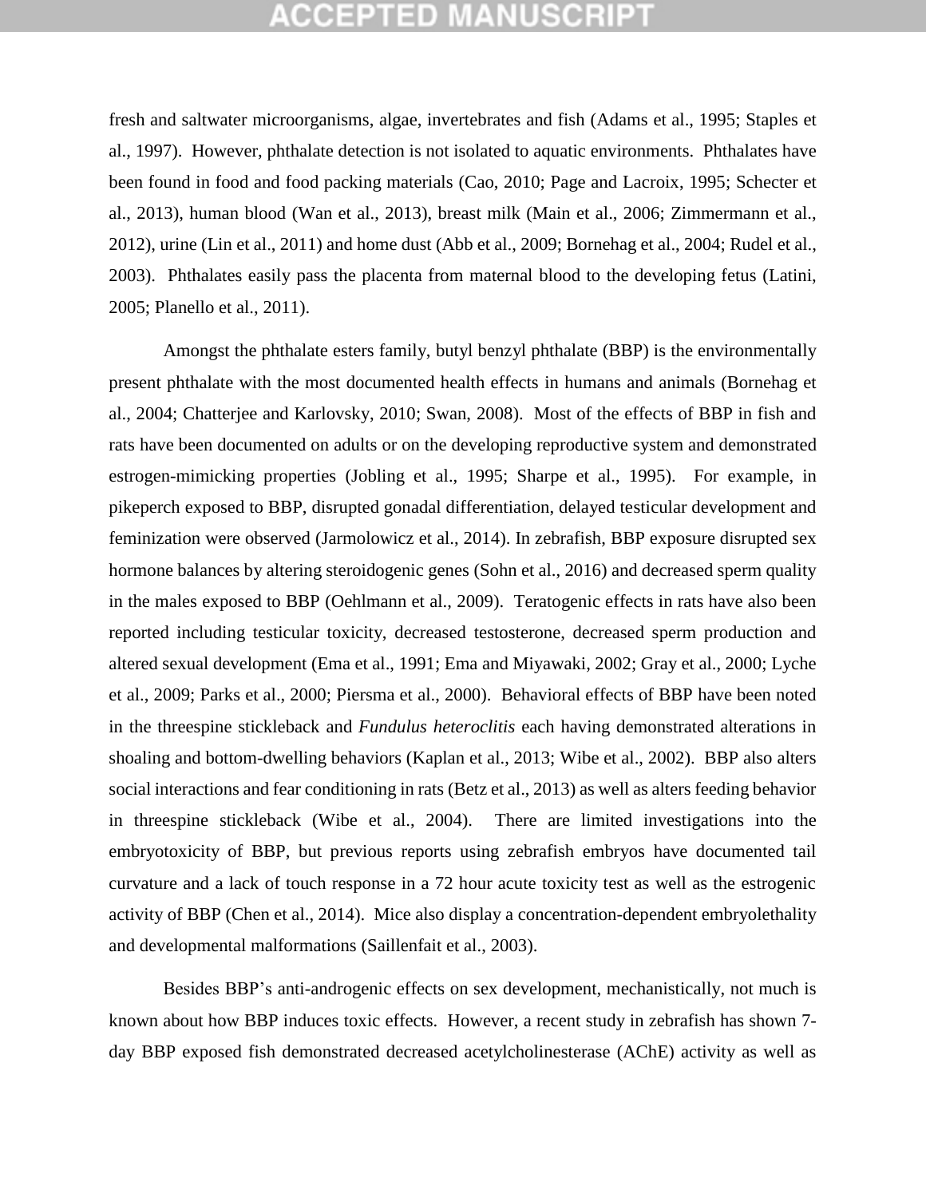fresh and saltwater microorganisms, algae, invertebrates and fish (Adams et al., 1995; Staples et al., 1997). However, phthalate detection is not isolated to aquatic environments. Phthalates have been found in food and food packing materials (Cao, 2010; Page and Lacroix, 1995; Schecter et al., 2013), human blood (Wan et al., 2013), breast milk (Main et al., 2006; Zimmermann et al., 2012), urine (Lin et al., 2011) and home dust (Abb et al., 2009; Bornehag et al., 2004; Rudel et al., 2003). Phthalates easily pass the placenta from maternal blood to the developing fetus (Latini, 2005; Planello et al., 2011).

Amongst the phthalate esters family, butyl benzyl phthalate (BBP) is the environmentally present phthalate with the most documented health effects in humans and animals (Bornehag et al., 2004; Chatterjee and Karlovsky, 2010; Swan, 2008). Most of the effects of BBP in fish and rats have been documented on adults or on the developing reproductive system and demonstrated estrogen-mimicking properties (Jobling et al., 1995; Sharpe et al., 1995). For example, in pikeperch exposed to BBP, disrupted gonadal differentiation, delayed testicular development and feminization were observed (Jarmolowicz et al., 2014). In zebrafish, BBP exposure disrupted sex hormone balances by altering steroidogenic genes (Sohn et al., 2016) and decreased sperm quality in the males exposed to BBP (Oehlmann et al., 2009). Teratogenic effects in rats have also been reported including testicular toxicity, decreased testosterone, decreased sperm production and altered sexual development (Ema et al., 1991; Ema and Miyawaki, 2002; Gray et al., 2000; Lyche et al., 2009; Parks et al., 2000; Piersma et al., 2000). Behavioral effects of BBP have been noted in the threespine stickleback and *Fundulus heteroclitis* each having demonstrated alterations in shoaling and bottom-dwelling behaviors (Kaplan et al., 2013; Wibe et al., 2002). BBP also alters social interactions and fear conditioning in rats (Betz et al., 2013) as well as alters feeding behavior in threespine stickleback (Wibe et al., 2004). There are limited investigations into the embryotoxicity of BBP, but previous reports using zebrafish embryos have documented tail curvature and a lack of touch response in a 72 hour acute toxicity test as well as the estrogenic activity of BBP (Chen et al., 2014). Mice also display a concentration-dependent embryolethality and developmental malformations (Saillenfait et al., 2003).

Besides BBP's anti-androgenic effects on sex development, mechanistically, not much is known about how BBP induces toxic effects. However, a recent study in zebrafish has shown 7-day BBP exposed fish demonstrated decreased acetylcholinesterase (AChE) activity as well as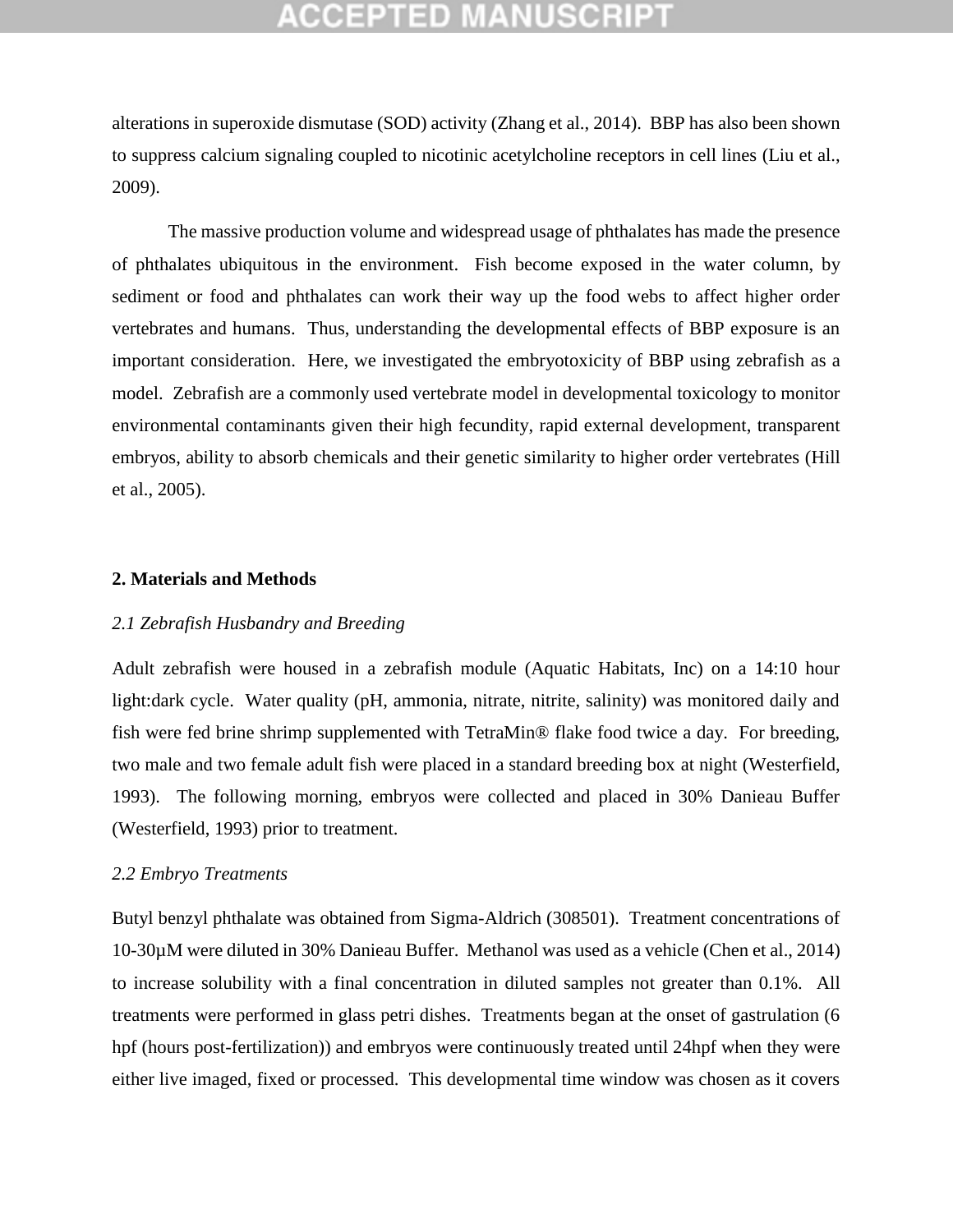alterations in superoxide dismutase (SOD) activity (Zhang et al., 2014). BBP has also been shown to suppress calcium signaling coupled to nicotinic acetylcholine receptors in cell lines (Liu et al., 2009).

The massive production volume and widespread usage of phthalates has made the presence of phthalates ubiquitous in the environment. Fish become exposed in the water column, by sediment or food and phthalates can work their way up the food webs to affect higher order vertebrates and humans. Thus, understanding the developmental effects of BBP exposure is an important consideration. Here, we investigated the embryotoxicity of BBP using zebrafish as a model. Zebrafish are a commonly used vertebrate model in developmental toxicology to monitor environmental contaminants given their high fecundity, rapid external development, transparent embryos, ability to absorb chemicals and their genetic similarity to higher order vertebrates (Hill et al., 2005).

## 2. Materials and Methods

### *2.1 Zebrafish Husbandry and Breeding*

Adult zebrafish were housed in a zebrafish module (Aquatic Habitats, Inc) on a 14:10 hour light:dark cycle. Water quality (pH, ammonia, nitrate, nitrite, salinity) was monitored daily and fish were fed brine shrimp supplemented with TetraMin® flake food twice a day. For breeding, two male and two female adult fish were placed in a standard breeding box at night (Westerfield, 1993). The following morning, embryos were collected and placed in 30% Danieau Buffer (Westerfield, 1993) prior to treatment.

### *2.2 Embryo Treatments*

Butyl benzyl phthalate was obtained from Sigma-Aldrich (308501). Treatment concentrations of 10-30μM were diluted in 30% Danieau Buffer. Methanol was used as a vehicle (Chen et al., 2014) to increase solubility with a final concentration in diluted samples not greater than 0.1%. All treatments were performed in glass petri dishes. Treatments began at the onset of gastrulation (6 hpf (hours post-fertilization)) and embryos were continuously treated until 24hpf when they were either live imaged, fixed or processed. This developmental time window was chosen as it covers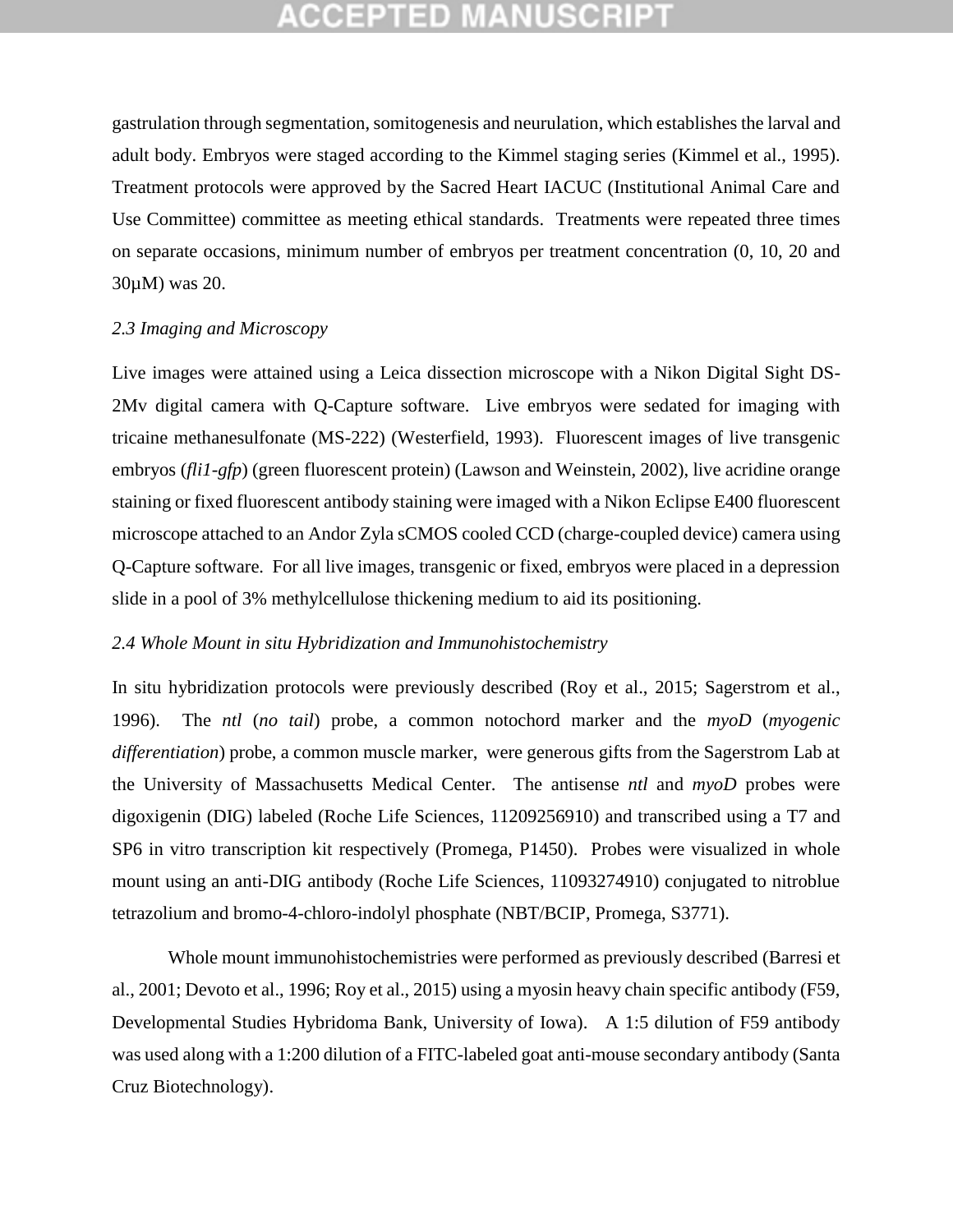gastrulation through segmentation, somitogenesis and neurulation, which establishes the larval and adult body. Embryos were staged according to the Kimmel staging series (Kimmel et al., 1995). Treatment protocols were approved by the Sacred Heart IACUC (Institutional Animal Care and Use Committee) committee as meeting ethical standards. Treatments were repeated three times on separate occasions, minimum number of embryos per treatment concentration (0, 10, 20 and 30µM) was 20.

### *2.3 Imaging and Microscopy*

Live images were attained using a Leica dissection microscope with a Nikon Digital Sight DS-2Mv digital camera with Q-Capture software. Live embryos were sedated for imaging with tricaine methanesulfonate (MS-222) (Westerfield, 1993). Fluorescent images of live transgenic embryos (*fli1-gfp*) (green fluorescent protein) (Lawson and Weinstein, 2002), live acridine orange staining or fixed fluorescent antibody staining were imaged with a Nikon Eclipse E400 fluorescent microscope attached to an Andor Zyla sCMOS cooled CCD (charge-coupled device) camera using Q-Capture software. For all live images, transgenic or fixed, embryos were placed in a depression slide in a pool of 3% methylcellulose thickening medium to aid its positioning.

### *2.4 Whole Mount in situ Hybridization and Immunohistochemistry*

In situ hybridization protocols were previously described (Roy et al., 2015; Sagerstrom et al., 1996). The *ntl* (*no tail*) probe, a common notochord marker and the *myoD* (*myogenic differentiation*) probe, a common muscle marker, were generous gifts from the Sagerstrom Lab at the University of Massachusetts Medical Center. The antisense *ntl* and *myoD* probes were digoxigenin (DIG) labeled (Roche Life Sciences, 11209256910) and transcribed using a T7 and SP6 in vitro transcription kit respectively (Promega, P1450). Probes were visualized in whole mount using an anti-DIG antibody (Roche Life Sciences, 11093274910) conjugated to nitroblue tetrazolium and bromo-4-chloro-indolyl phosphate (NBT/BCIP, Promega, S3771).

Whole mount immunohistochemistries were performed as previously described (Barresi et al., 2001; Devoto et al., 1996; Roy et al., 2015) using a myosin heavy chain specific antibody (F59, Developmental Studies Hybridoma Bank, University of Iowa). A 1:5 dilution of F59 antibody was used along with a 1:200 dilution of a FITC-labeled goat anti-mouse secondary antibody (Santa Cruz Biotechnology).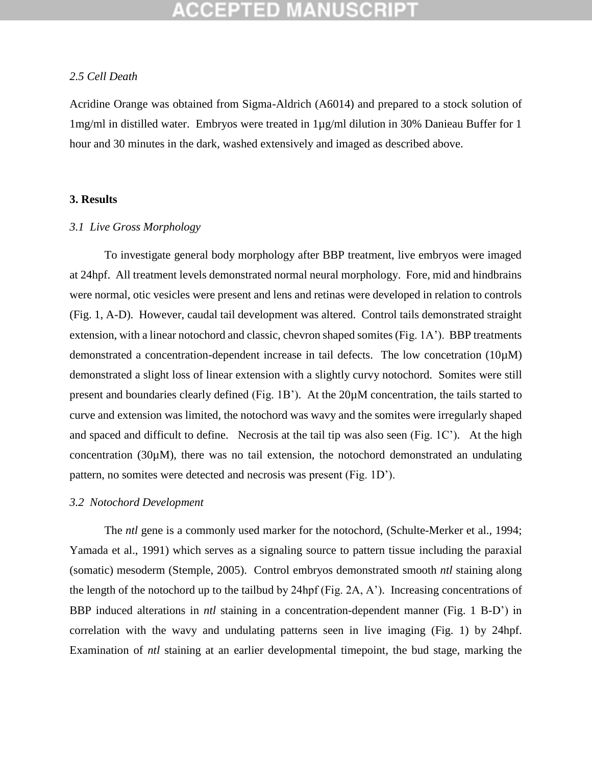*2.5 Cell Death*

Acridine Orange was obtained from Sigma-Aldrich (A6014) and prepared to a stock solution of 1mg/ml in distilled water. Embryos were treated in 1μg/ml dilution in 30% Danieau Buffer for 1 hour and 30 minutes in the dark, washed extensively and imaged as described above.

**3. Results**

*3.1 Live Gross Morphology*

To investigate general body morphology after BBP treatment, live embryos were imaged at 24hpf. All treatment levels demonstrated normal neural morphology. Fore, mid and hindbrains were normal, otic vesicles were present and lens and retinas were developed in relation to controls (Fig. 1, A-D). However, caudal tail development was altered. Control tails demonstrated straight extension, with a linear notochord and classic, chevron shaped somites (Fig. 1A'). BBP treatments demonstrated a concentration-dependent increase in tail defects. The low concetration (10μM) demonstrated a slight loss of linear extension with a slightly curvy notochord. Somites were still present and boundaries clearly defined (Fig. 1B'). At the 20μM concentration, the tails started to curve and extension was limited, the notochord was wavy and the somites were irregularly shaped and spaced and difficult to define. Necrosis at the tail tip was also seen (Fig. 1C'). At the high concentration (30μM), there was no tail extension, the notochord demonstrated an undulating pattern, no somites were detected and necrosis was present (Fig. 1D').

*3.2 Notochord Development*

The *ntl* gene is a commonly used marker for the notochord, (Schulte-Merker et al., 1994; Yamada et al., 1991) which serves as a signaling source to pattern tissue including the paraxial (somatic) mesoderm (Stemple, 2005). Control embryos demonstrated smooth *ntl* staining along the length of the notochord up to the tailbud by 24hpf (Fig. 2A, A'). Increasing concentrations of BBP induced alterations in *ntl* staining in a concentration-dependent manner (Fig. 1 B-D') in correlation with the wavy and undulating patterns seen in live imaging (Fig. 1) by 24hpf. Examination of *ntl* staining at an earlier developmental timepoint, the bud stage, marking the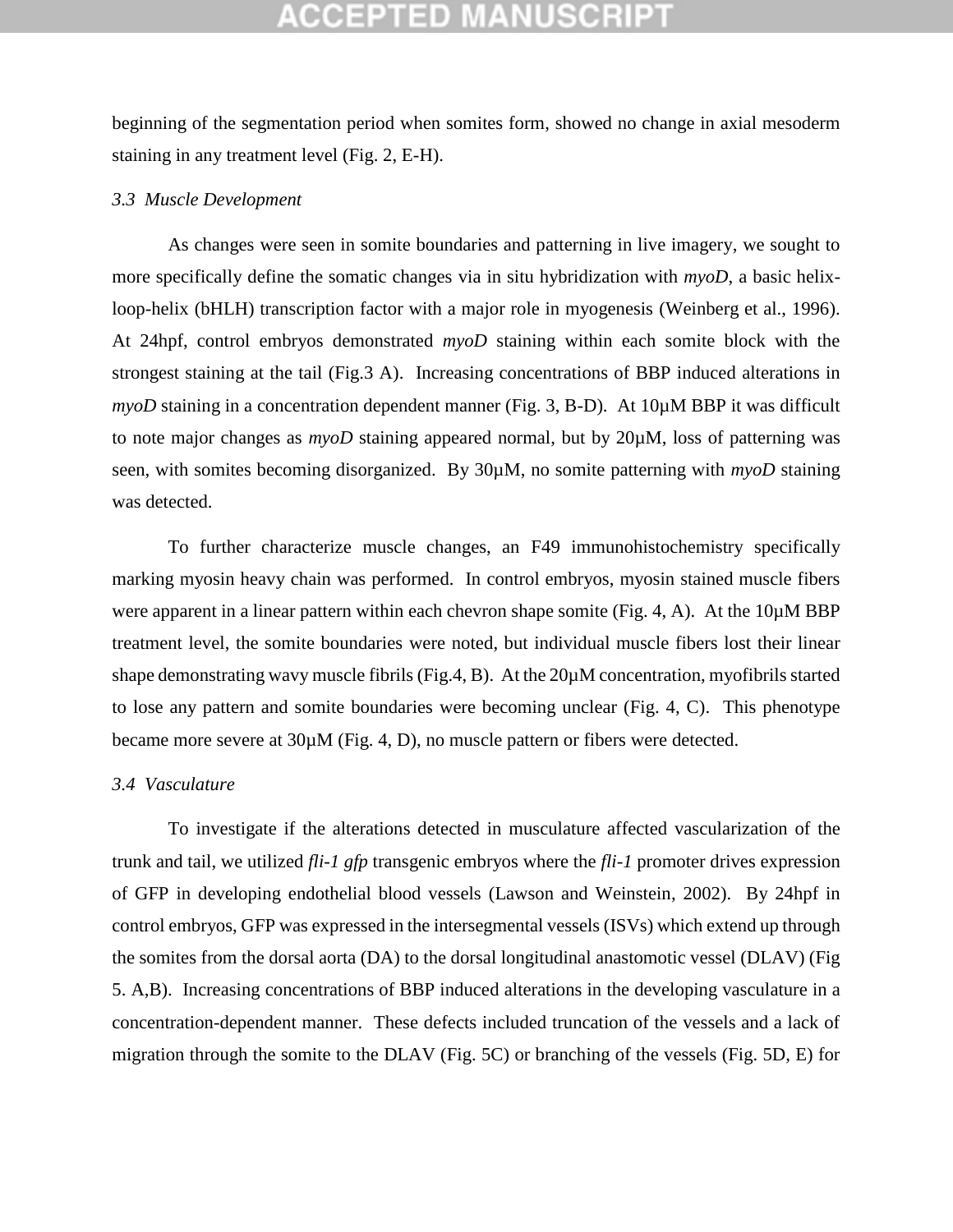beginning of the segmentation period when somites form, showed no change in axial mesoderm staining in any treatment level (Fig. 2, E-H).

### 3.3 Muscle Development

As changes were seen in somite boundaries and patterning in live imagery, we sought to more specifically define the somatic changes via in situ hybridization with *myoD*, a basic helix-loop-helix (bHLH) transcription factor with a major role in myogenesis (Weinberg et al., 1996). At 24hpf, control embryos demonstrated *myoD* staining within each somite block with the strongest staining at the tail (Fig.3 A). Increasing concentrations of BBP induced alterations in *myoD* staining in a concentration dependent manner (Fig. 3, B-D). At 10µM BBP it was difficult to note major changes as *myoD* staining appeared normal, but by 20µM, loss of patterning was seen, with somites becoming disorganized. By 30µM, no somite patterning with *myoD* staining was detected.

To further characterize muscle changes, an F49 immunohistochemistry specifically marking myosin heavy chain was performed. In control embryos, myosin stained muscle fibers were apparent in a linear pattern within each chevron shape somite (Fig. 4, A). At the 10µM BBP treatment level, the somite boundaries were noted, but individual muscle fibers lost their linear shape demonstrating wavy muscle fibrils (Fig.4, B). At the 20µM concentration, myofibrils started to lose any pattern and somite boundaries were becoming unclear (Fig. 4, C). This phenotype became more severe at 30µM (Fig. 4, D), no muscle pattern or fibers were detected.

### 3.4 Vasculature

To investigate if the alterations detected in musculature affected vascularization of the trunk and tail, we utilized *fli-1 gfp* transgenic embryos where the *fli-1* promoter drives expression of GFP in developing endothelial blood vessels (Lawson and Weinstein, 2002). By 24hpf in control embryos, GFP was expressed in the intersegmental vessels (ISVs) which extend up through the somites from the dorsal aorta (DA) to the dorsal longitudinal anastomotic vessel (DLAV) (Fig 5. A,B). Increasing concentrations of BBP induced alterations in the developing vasculature in a concentration-dependent manner. These defects included truncation of the vessels and a lack of migration through the somite to the DLAV (Fig. 5C) or branching of the vessels (Fig. 5D, E) for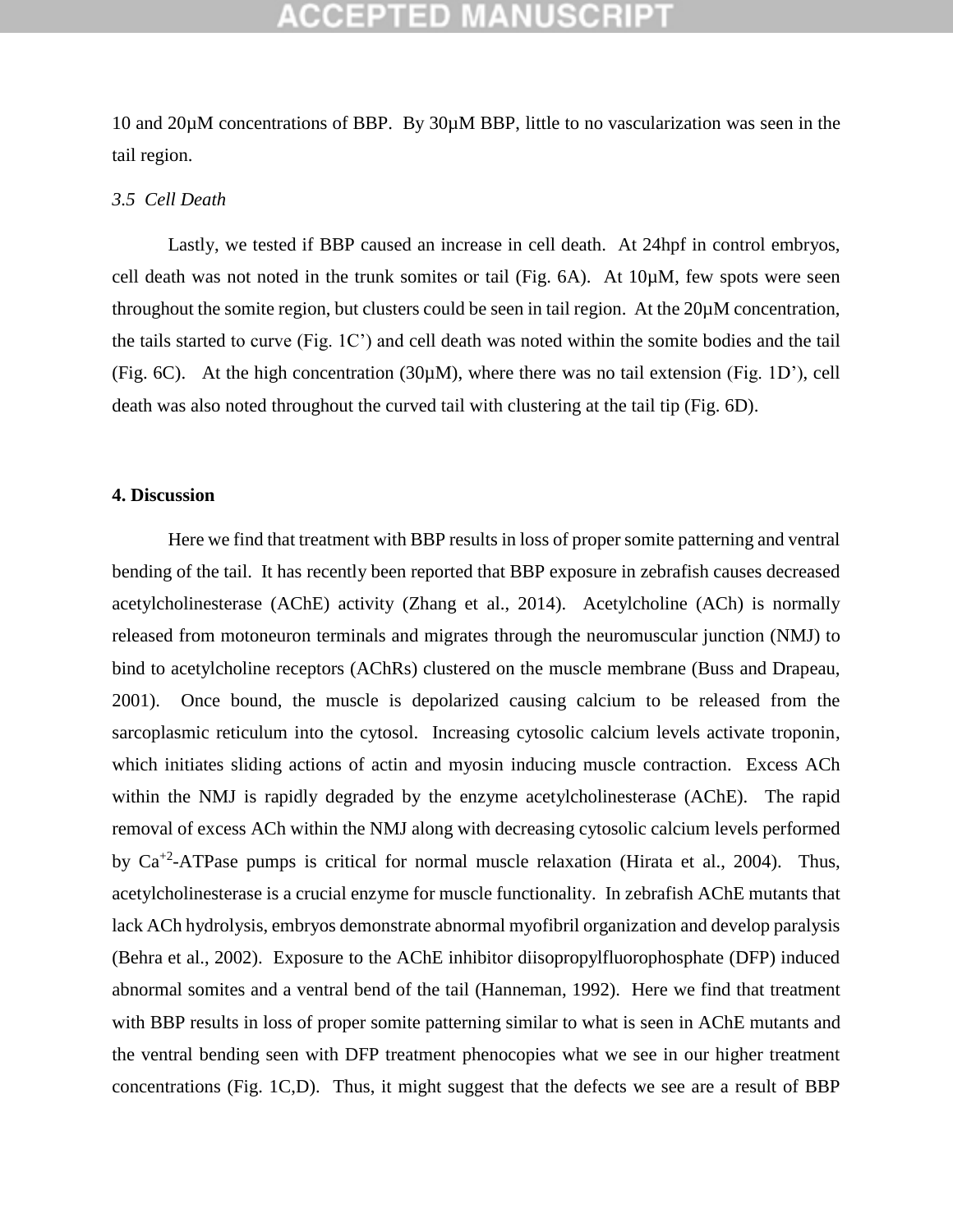10 and 20µM concentrations of BBP. By 30µM BBP, little to no vascularization was seen in the tail region.

### *3.5 Cell Death*

Lastly, we tested if BBP caused an increase in cell death. At 24hpf in control embryos, cell death was not noted in the trunk somites or tail (Fig. 6A). At 10µM, few spots were seen throughout the somite region, but clusters could be seen in tail region. At the 20µM concentration, the tails started to curve (Fig. 1C') and cell death was noted within the somite bodies and the tail (Fig. 6C). At the high concentration (30µM), where there was no tail extension (Fig. 1D'), cell death was also noted throughout the curved tail with clustering at the tail tip (Fig. 6D).

## 4. Discussion

Here we find that treatment with BBP results in loss of proper somite patterning and ventral bending of the tail. It has recently been reported that BBP exposure in zebrafish causes decreased acetylcholinesterase (AChE) activity (Zhang et al., 2014). Acetylcholine (ACh) is normally released from motoneuron terminals and migrates through the neuromuscular junction (NMJ) to bind to acetylcholine receptors (AChRs) clustered on the muscle membrane (Buss and Drapeau, 2001). Once bound, the muscle is depolarized causing calcium to be released from the sarcoplasmic reticulum into the cytosol. Increasing cytosolic calcium levels activate troponin, which initiates sliding actions of actin and myosin inducing muscle contraction. Excess ACh within the NMJ is rapidly degraded by the enzyme acetylcholinesterase (AChE). The rapid removal of excess ACh within the NMJ along with decreasing cytosolic calcium levels performed by $Ca^{+2}$-ATPase pumps is critical for normal muscle relaxation (Hirata et al., 2004). Thus, acetylcholinesterase is a crucial enzyme for muscle functionality. In zebrafish AChE mutants that lack ACh hydrolysis, embryos demonstrate abnormal myofibril organization and develop paralysis (Behra et al., 2002). Exposure to the AChE inhibitor diisopropylfluorophosphate (DFP) induced abnormal somites and a ventral bend of the tail (Hanneman, 1992). Here we find that treatment with BBP results in loss of proper somite patterning similar to what is seen in AChE mutants and the ventral bending seen with DFP treatment phenocopies what we see in our higher treatment concentrations (Fig. 1C,D). Thus, it might suggest that the defects we see are a result of BBP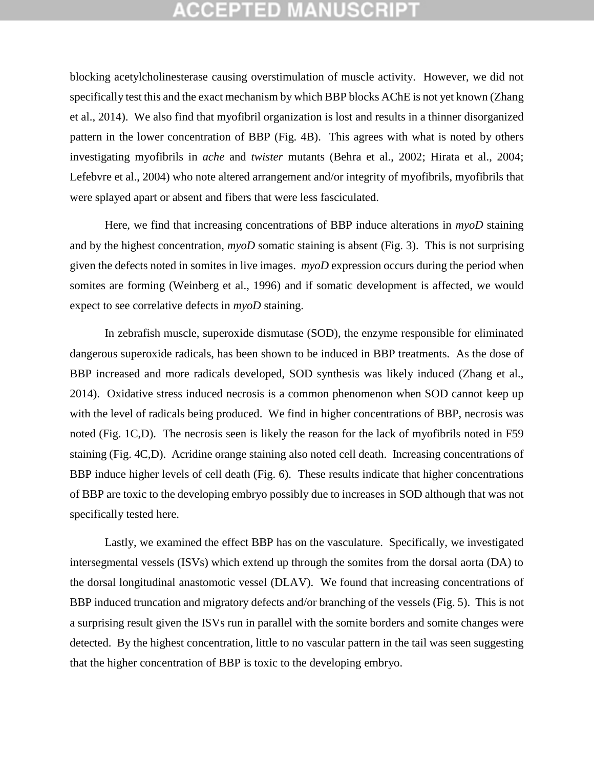blocking acetylcholinesterase causing overstimulation of muscle activity. However, we did not specifically test this and the exact mechanism by which BBP blocks AChE is not yet known (Zhang et al., 2014). We also find that myofibril organization is lost and results in a thinner disorganized pattern in the lower concentration of BBP (Fig. 4B). This agrees with what is noted by others investigating myofibrils in *ache* and *twister* mutants (Behra et al., 2002; Hirata et al., 2004; Lefebvre et al., 2004) who note altered arrangement and/or integrity of myofibrils, myofibrils that were splayed apart or absent and fibers that were less fasciculated.

Here, we find that increasing concentrations of BBP induce alterations in *myoD* staining and by the highest concentration, *myoD* somatic staining is absent (Fig. 3). This is not surprising given the defects noted in somites in live images. *myoD* expression occurs during the period when somites are forming (Weinberg et al., 1996) and if somatic development is affected, we would expect to see correlative defects in *myoD* staining.

In zebrafish muscle, superoxide dismutase (SOD), the enzyme responsible for eliminated dangerous superoxide radicals, has been shown to be induced in BBP treatments. As the dose of BBP increased and more radicals developed, SOD synthesis was likely induced (Zhang et al., 2014). Oxidative stress induced necrosis is a common phenomenon when SOD cannot keep up with the level of radicals being produced. We find in higher concentrations of BBP, necrosis was noted (Fig. 1C,D). The necrosis seen is likely the reason for the lack of myofibrils noted in F59 staining (Fig. 4C,D). Acridine orange staining also noted cell death. Increasing concentrations of BBP induce higher levels of cell death (Fig. 6). These results indicate that higher concentrations of BBP are toxic to the developing embryo possibly due to increases in SOD although that was not specifically tested here.

Lastly, we examined the effect BBP has on the vasculature. Specifically, we investigated intersegmental vessels (ISVs) which extend up through the somites from the dorsal aorta (DA) to the dorsal longitudinal anastomotic vessel (DLAV). We found that increasing concentrations of BBP induced truncation and migratory defects and/or branching of the vessels (Fig. 5). This is not a surprising result given the ISVs run in parallel with the somite borders and somite changes were detected. By the highest concentration, little to no vascular pattern in the tail was seen suggesting that the higher concentration of BBP is toxic to the developing embryo.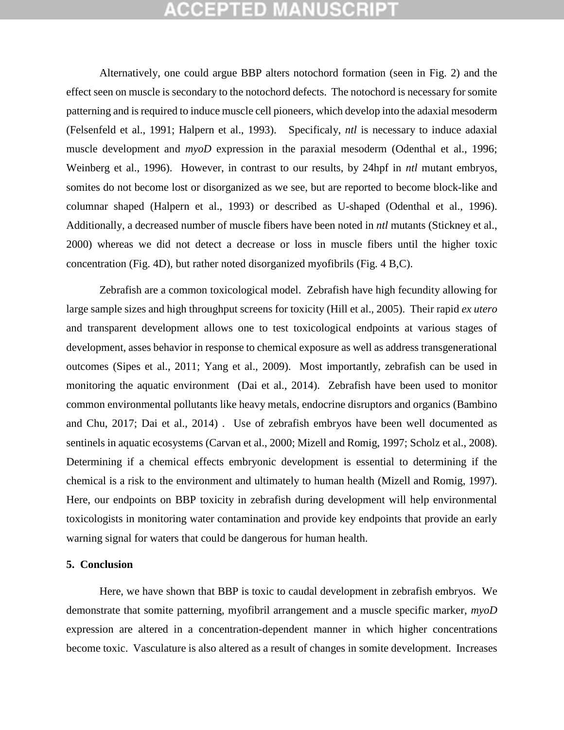Alternatively, one could argue BBP alters notochord formation (seen in Fig. 2) and the effect seen on muscle is secondary to the notochord defects. The notochord is necessary for somite patterning and is required to induce muscle cell pioneers, which develop into the adaxial mesoderm (Felsenfeld et al., 1991; Halpern et al., 1993). Specificaly, *ntl* is necessary to induce adaxial muscle development and *myoD* expression in the paraxial mesoderm (Odenthal et al., 1996; Weinberg et al., 1996). However, in contrast to our results, by 24hpf in *ntl* mutant embryos, somites do not become lost or disorganized as we see, but are reported to become block-like and columnar shaped (Halpern et al., 1993) or described as U-shaped (Odenthal et al., 1996). Additionally, a decreased number of muscle fibers have been noted in *ntl* mutants (Stickney et al., 2000) whereas we did not detect a decrease or loss in muscle fibers until the higher toxic concentration (Fig. 4D), but rather noted disorganized myofibrils (Fig. 4 B,C).

Zebrafish are a common toxicological model. Zebrafish have high fecundity allowing for large sample sizes and high throughput screens for toxicity (Hill et al., 2005). Their rapid *ex utero* and transparent development allows one to test toxicological endpoints at various stages of development, asses behavior in response to chemical exposure as well as address transgenerational outcomes (Sipes et al., 2011; Yang et al., 2009). Most importantly, zebrafish can be used in monitoring the aquatic environment (Dai et al., 2014). Zebrafish have been used to monitor common environmental pollutants like heavy metals, endocrine disruptors and organics (Bambino and Chu, 2017; Dai et al., 2014) . Use of zebrafish embryos have been well documented as sentinels in aquatic ecosystems (Carvan et al., 2000; Mizell and Romig, 1997; Scholz et al., 2008). Determining if a chemical effects embryonic development is essential to determining if the chemical is a risk to the environment and ultimately to human health (Mizell and Romig, 1997). Here, our endpoints on BBP toxicity in zebrafish during development will help environmental toxicologists in monitoring water contamination and provide key endpoints that provide an early warning signal for waters that could be dangerous for human health.

## 5. Conclusion

Here, we have shown that BBP is toxic to caudal development in zebrafish embryos. We demonstrate that somite patterning, myofibril arrangement and a muscle specific marker, *myoD* expression are altered in a concentration-dependent manner in which higher concentrations become toxic. Vasculature is also altered as a result of changes in somite development. Increases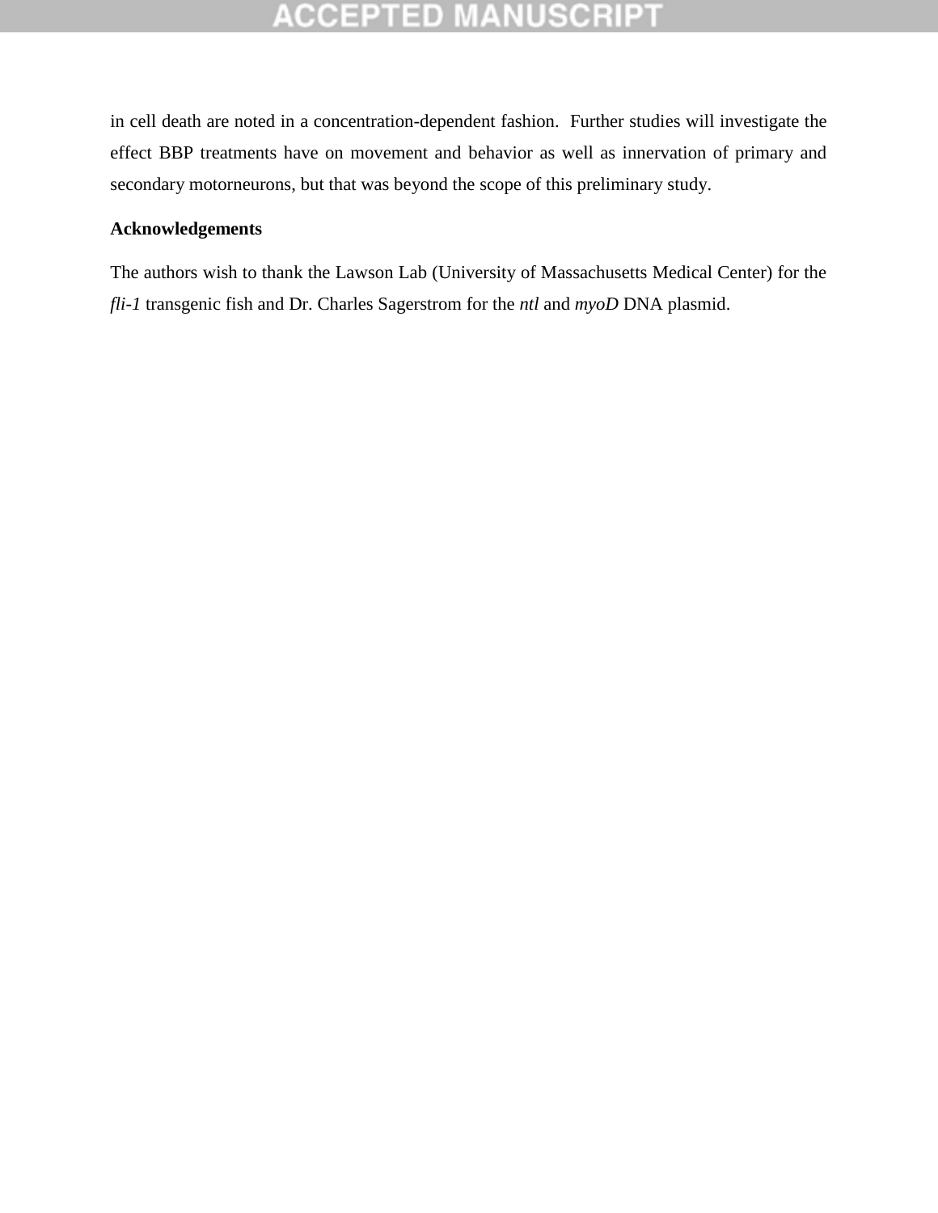in cell death are noted in a concentration-dependent fashion. Further studies will investigate the effect BBP treatments have on movement and behavior as well as innervation of primary and secondary motorneurons, but that was beyond the scope of this preliminary study.

**Acknowledgements**

The authors wish to thank the Lawson Lab (University of Massachusetts Medical Center) for the *fli-1* transgenic fish and Dr. Charles Sagerstrom for the *ntl* and *myoD* DNA plasmid.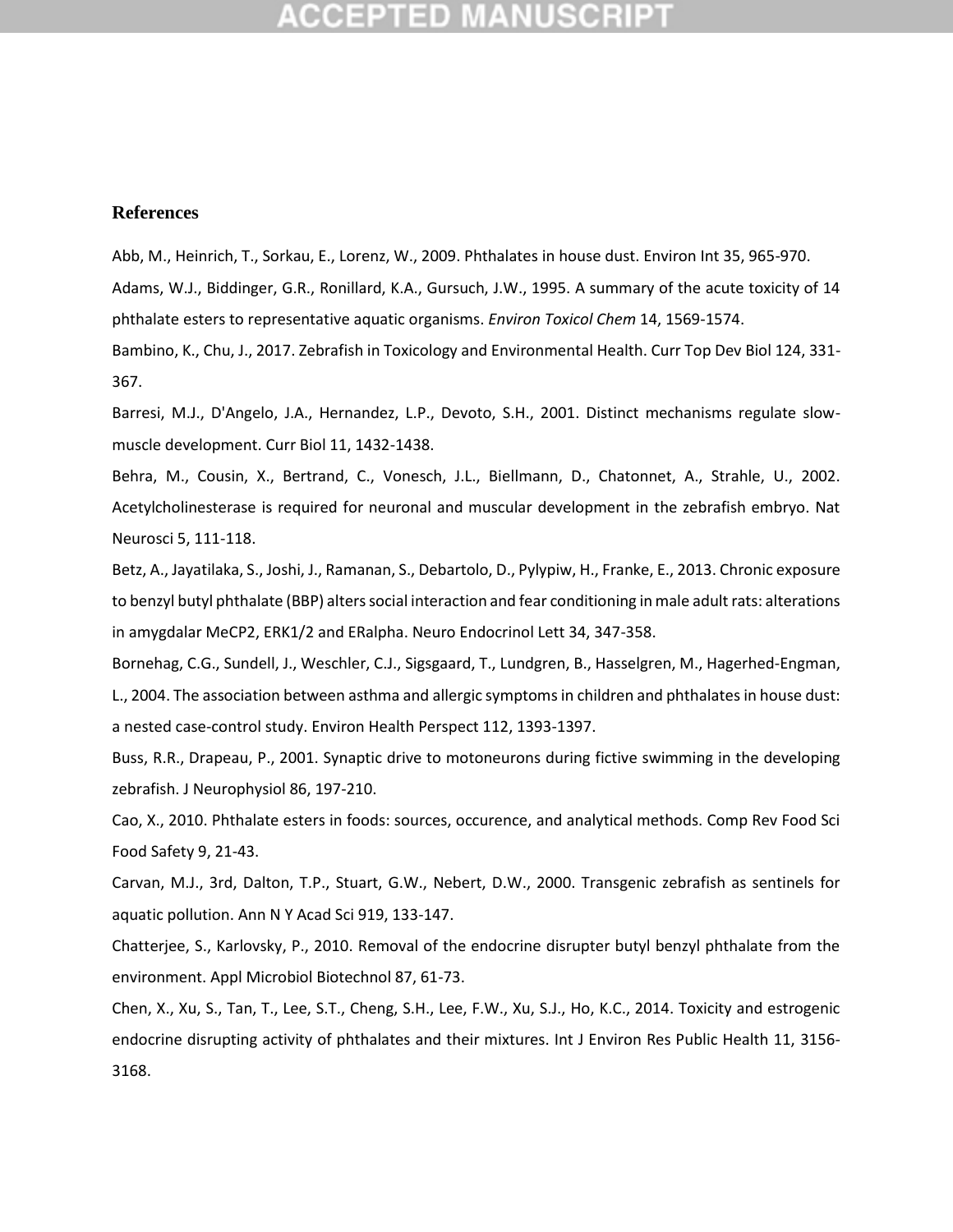## References

Abb, M., Heinrich, T., Sorkau, E., Lorenz, W., 2009. Phthalates in house dust. Environ Int 35, 965-970.

Adams, W.J., Biddinger, G.R., Ronillard, K.A., Gursuch, J.W., 1995. A summary of the acute toxicity of 14 phthalate esters to representative aquatic organisms. *Environ Toxicol Chem* 14, 1569-1574.

Bambino, K., Chu, J., 2017. Zebrafish in Toxicology and Environmental Health. Curr Top Dev Biol 124, 331-367.

Barresi, M.J., D'Angelo, J.A., Hernandez, L.P., Devoto, S.H., 2001. Distinct mechanisms regulate slow-muscle development. Curr Biol 11, 1432-1438.

Behra, M., Cousin, X., Bertrand, C., Vonesch, J.L., Biellmann, D., Chatonnet, A., Strahle, U., 2002. Acetylcholinesterase is required for neuronal and muscular development in the zebrafish embryo. Nat Neurosci 5, 111-118.

Betz, A., Jayatilaka, S., Joshi, J., Ramanan, S., Debartolo, D., Pylypiw, H., Franke, E., 2013. Chronic exposure to benzyl butyl phthalate (BBP) alters social interaction and fear conditioning in male adult rats: alterations in amygdalar MeCP2, ERK1/2 and ERalpha. Neuro Endocrinol Lett 34, 347-358.

Bornehag, C.G., Sundell, J., Weschler, C.J., Sigsgaard, T., Lundgren, B., Hasselgren, M., Hagerhed-Engman, L., 2004. The association between asthma and allergic symptoms in children and phthalates in house dust: a nested case-control study. Environ Health Perspect 112, 1393-1397.

Buss, R.R., Drapeau, P., 2001. Synaptic drive to motoneurons during fictive swimming in the developing zebrafish. J Neurophysiol 86, 197-210.

Cao, X., 2010. Phthalate esters in foods: sources, occurence, and analytical methods. Comp Rev Food Sci Food Safety 9, 21-43.

Carvan, M.J., 3rd, Dalton, T.P., Stuart, G.W., Nebert, D.W., 2000. Transgenic zebrafish as sentinels for aquatic pollution. Ann N Y Acad Sci 919, 133-147.

Chatterjee, S., Karlovsky, P., 2010. Removal of the endocrine disrupter butyl benzyl phthalate from the environment. Appl Microbiol Biotechnol 87, 61-73.

Chen, X., Xu, S., Tan, T., Lee, S.T., Cheng, S.H., Lee, F.W., Xu, S.J., Ho, K.C., 2014. Toxicity and estrogenic endocrine disrupting activity of phthalates and their mixtures. Int J Environ Res Public Health 11, 3156-3168.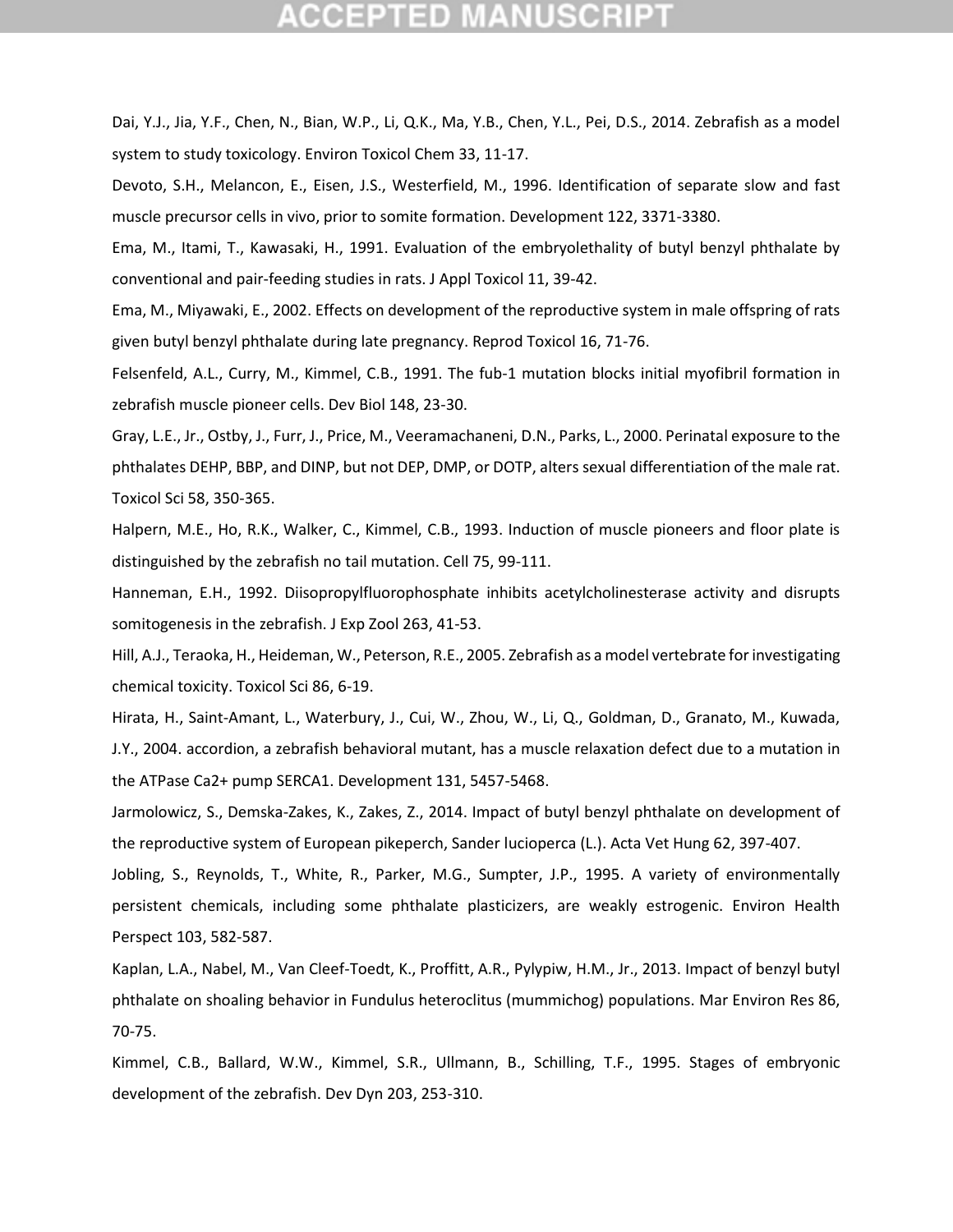Dai, Y.J., Jia, Y.F., Chen, N., Bian, W.P., Li, Q.K., Ma, Y.B., Chen, Y.L., Pei, D.S., 2014. Zebrafish as a model system to study toxicology. Environ Toxicol Chem 33, 11-17.

Devoto, S.H., Melancon, E., Eisen, J.S., Westerfield, M., 1996. Identification of separate slow and fast muscle precursor cells in vivo, prior to somite formation. Development 122, 3371-3380.

Ema, M., Itami, T., Kawasaki, H., 1991. Evaluation of the embryolethality of butyl benzyl phthalate by conventional and pair-feeding studies in rats. J Appl Toxicol 11, 39-42.

Ema, M., Miyawaki, E., 2002. Effects on development of the reproductive system in male offspring of rats given butyl benzyl phthalate during late pregnancy. Reprod Toxicol 16, 71-76.

Felsenfeld, A.L., Curry, M., Kimmel, C.B., 1991. The fub-1 mutation blocks initial myofibril formation in zebrafish muscle pioneer cells. Dev Biol 148, 23-30.

Gray, L.E., Jr., Ostby, J., Furr, J., Price, M., Veeramachaneni, D.N., Parks, L., 2000. Perinatal exposure to the phthalates DEHP, BBP, and DINP, but not DEP, DMP, or DOTP, alters sexual differentiation of the male rat. Toxicol Sci 58, 350-365.

Halpern, M.E., Ho, R.K., Walker, C., Kimmel, C.B., 1993. Induction of muscle pioneers and floor plate is distinguished by the zebrafish no tail mutation. Cell 75, 99-111.

Hanneman, E.H., 1992. Diisopropylfluorophosphate inhibits acetylcholinesterase activity and disrupts somitogenesis in the zebrafish. J Exp Zool 263, 41-53.

Hill, A.J., Teraoka, H., Heideman, W., Peterson, R.E., 2005. Zebrafish as a model vertebrate for investigating chemical toxicity. Toxicol Sci 86, 6-19.

Hirata, H., Saint-Amant, L., Waterbury, J., Cui, W., Zhou, W., Li, Q., Goldman, D., Granato, M., Kuwada, J.Y., 2004. accordion, a zebrafish behavioral mutant, has a muscle relaxation defect due to a mutation in the ATPase Ca2+ pump SERCA1. Development 131, 5457-5468.

Jarmolowicz, S., Demska-Zakes, K., Zakes, Z., 2014. Impact of butyl benzyl phthalate on development of the reproductive system of European pikeperch, Sander lucioperca (L.). Acta Vet Hung 62, 397-407.

Jobling, S., Reynolds, T., White, R., Parker, M.G., Sumpter, J.P., 1995. A variety of environmentally persistent chemicals, including some phthalate plasticizers, are weakly estrogenic. Environ Health Perspect 103, 582-587.

Kaplan, L.A., Nabel, M., Van Cleef-Toedt, K., Proffitt, A.R., Pylypiw, H.M., Jr., 2013. Impact of benzyl butyl phthalate on shoaling behavior in Fundulus heteroclitus (mummichog) populations. Mar Environ Res 86, 70-75.

Kimmel, C.B., Ballard, W.W., Kimmel, S.R., Ullmann, B., Schilling, T.F., 1995. Stages of embryonic development of the zebrafish. Dev Dyn 203, 253-310.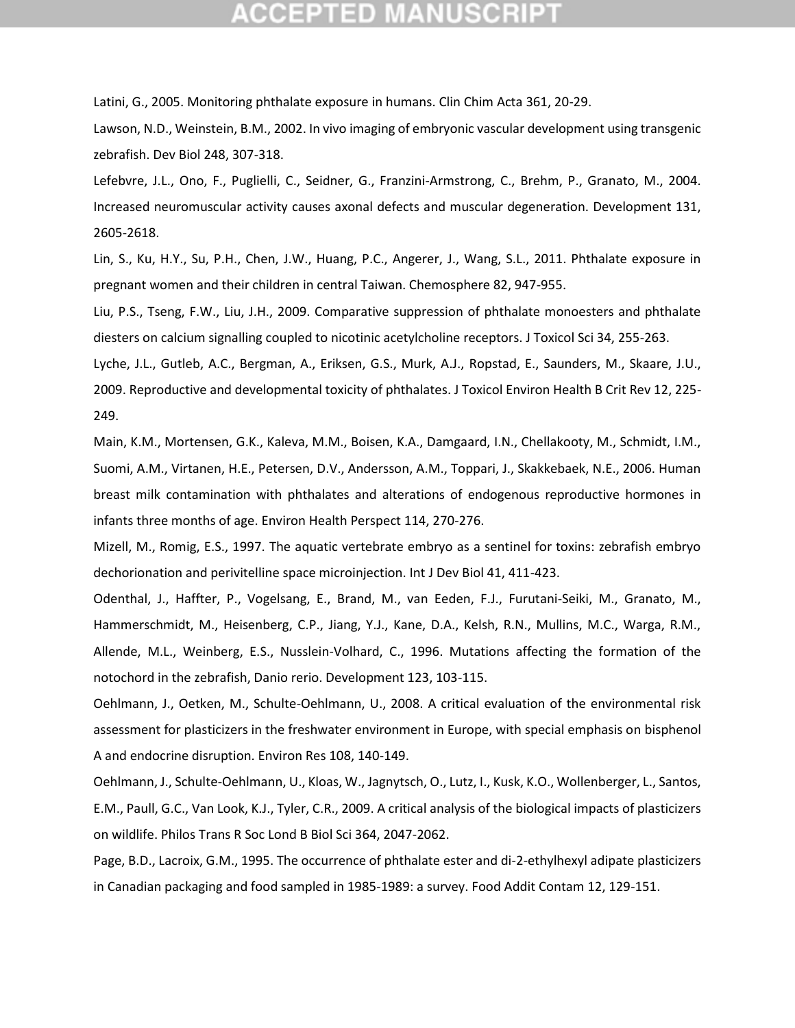Latini, G., 2005. Monitoring phthalate exposure in humans. Clin Chim Acta 361, 20-29.

Lawson, N.D., Weinstein, B.M., 2002. In vivo imaging of embryonic vascular development using transgenic zebrafish. Dev Biol 248, 307-318.

Lefebvre, J.L., Ono, F., Puglielli, C., Seidner, G., Franzini-Armstrong, C., Brehm, P., Granato, M., 2004. Increased neuromuscular activity causes axonal defects and muscular degeneration. Development 131, 2605-2618.

Lin, S., Ku, H.Y., Su, P.H., Chen, J.W., Huang, P.C., Angerer, J., Wang, S.L., 2011. Phthalate exposure in pregnant women and their children in central Taiwan. Chemosphere 82, 947-955.

Liu, P.S., Tseng, F.W., Liu, J.H., 2009. Comparative suppression of phthalate monoesters and phthalate diesters on calcium signalling coupled to nicotinic acetylcholine receptors. J Toxicol Sci 34, 255-263.

Lyche, J.L., Gutleb, A.C., Bergman, A., Eriksen, G.S., Murk, A.J., Ropstad, E., Saunders, M., Skaare, J.U., 2009. Reproductive and developmental toxicity of phthalates. J Toxicol Environ Health B Crit Rev 12, 225-249.

Main, K.M., Mortensen, G.K., Kaleva, M.M., Boisen, K.A., Damgaard, I.N., Chellakooty, M., Schmidt, I.M., Suomi, A.M., Virtanen, H.E., Petersen, D.V., Andersson, A.M., Toppari, J., Skakkebaek, N.E., 2006. Human breast milk contamination with phthalates and alterations of endogenous reproductive hormones in infants three months of age. Environ Health Perspect 114, 270-276.

Mizell, M., Romig, E.S., 1997. The aquatic vertebrate embryo as a sentinel for toxins: zebrafish embryo dechorionation and perivitelline space microinjection. Int J Dev Biol 41, 411-423.

Odenthal, J., Haffter, P., Vogelsang, E., Brand, M., van Eeden, F.J., Furutani-Seiki, M., Granato, M., Hammerschmidt, M., Heisenberg, C.P., Jiang, Y.J., Kane, D.A., Kelsh, R.N., Mullins, M.C., Warga, R.M., Allende, M.L., Weinberg, E.S., Nusslein-Volhard, C., 1996. Mutations affecting the formation of the notochord in the zebrafish, Danio rerio. Development 123, 103-115.

Oehlmann, J., Oetken, M., Schulte-Oehlmann, U., 2008. A critical evaluation of the environmental risk assessment for plasticizers in the freshwater environment in Europe, with special emphasis on bisphenol A and endocrine disruption. Environ Res 108, 140-149.

Oehlmann, J., Schulte-Oehlmann, U., Kloas, W., Jagnytsch, O., Lutz, I., Kusk, K.O., Wollenberger, L., Santos, E.M., Paull, G.C., Van Look, K.J., Tyler, C.R., 2009. A critical analysis of the biological impacts of plasticizers on wildlife. Philos Trans R Soc Lond B Biol Sci 364, 2047-2062.

Page, B.D., Lacroix, G.M., 1995. The occurrence of phthalate ester and di-2-ethylhexyl adipate plasticizers in Canadian packaging and food sampled in 1985-1989: a survey. Food Addit Contam 12, 129-151.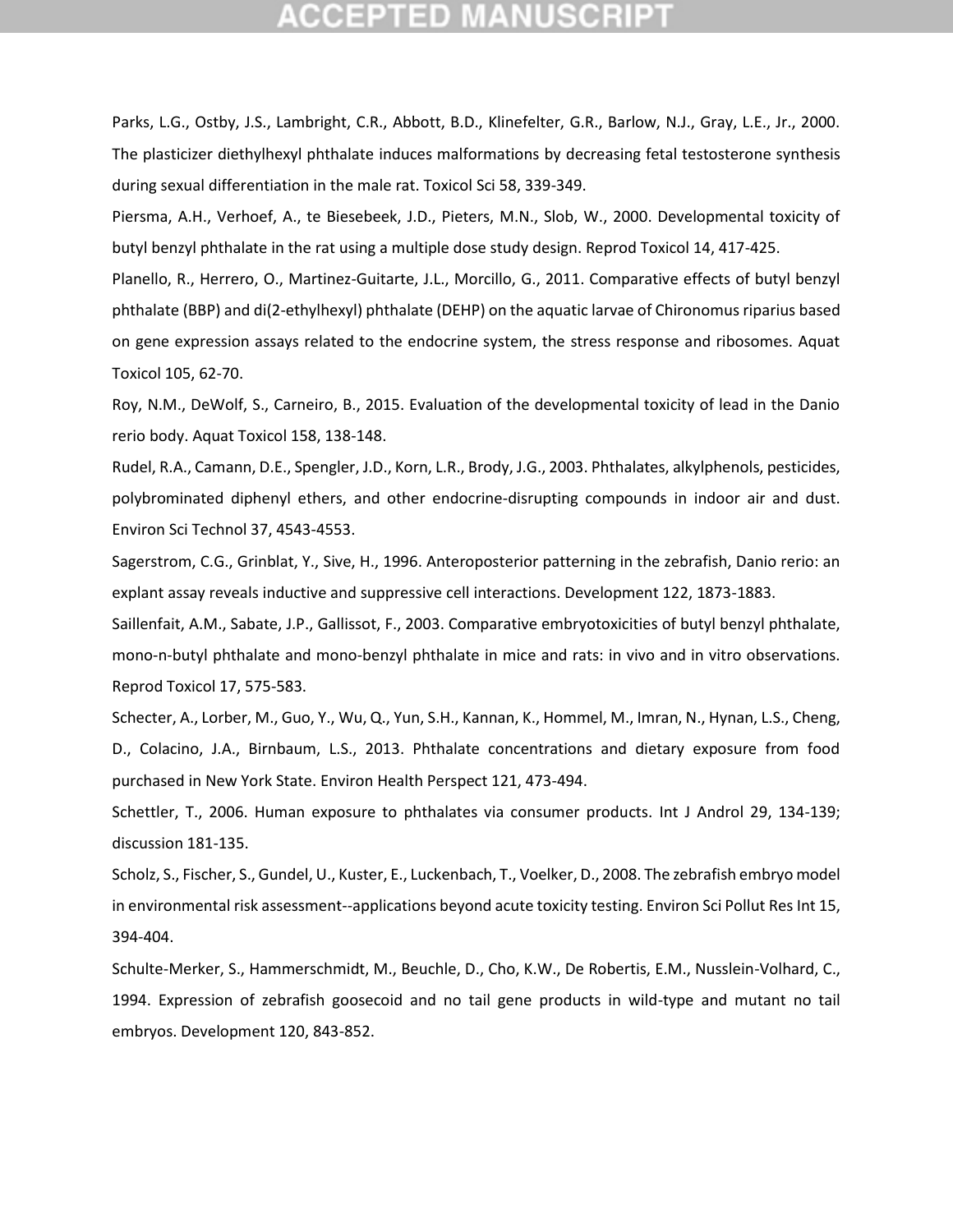Parks, L.G., Ostby, J.S., Lambright, C.R., Abbott, B.D., Klinefelter, G.R., Barlow, N.J., Gray, L.E., Jr., 2000. The plasticizer diethylhexyl phthalate induces malformations by decreasing fetal testosterone synthesis during sexual differentiation in the male rat. Toxicol Sci 58, 339-349.

Piersma, A.H., Verhoef, A., te Biesebeek, J.D., Pieters, M.N., Slob, W., 2000. Developmental toxicity of butyl benzyl phthalate in the rat using a multiple dose study design. Reprod Toxicol 14, 417-425.

Planello, R., Herrero, O., Martinez-Guitarte, J.L., Morcillo, G., 2011. Comparative effects of butyl benzyl phthalate (BBP) and di(2-ethylhexyl) phthalate (DEHP) on the aquatic larvae of Chironomus riparius based on gene expression assays related to the endocrine system, the stress response and ribosomes. Aquat Toxicol 105, 62-70.

Roy, N.M., DeWolf, S., Carneiro, B., 2015. Evaluation of the developmental toxicity of lead in the Danio rerio body. Aquat Toxicol 158, 138-148.

Rudel, R.A., Camann, D.E., Spengler, J.D., Korn, L.R., Brody, J.G., 2003. Phthalates, alkylphenols, pesticides, polybrominated diphenyl ethers, and other endocrine-disrupting compounds in indoor air and dust. Environ Sci Technol 37, 4543-4553.

Sagerstrom, C.G., Grinblat, Y., Sive, H., 1996. Anteroposterior patterning in the zebrafish, Danio rerio: an explant assay reveals inductive and suppressive cell interactions. Development 122, 1873-1883.

Saillenfait, A.M., Sabate, J.P., Gallissot, F., 2003. Comparative embryotoxicities of butyl benzyl phthalate, mono-n-butyl phthalate and mono-benzyl phthalate in mice and rats: in vivo and in vitro observations. Reprod Toxicol 17, 575-583.

Schecter, A., Lorber, M., Guo, Y., Wu, Q., Yun, S.H., Kannan, K., Hommel, M., Imran, N., Hynan, L.S., Cheng, D., Colacino, J.A., Birnbaum, L.S., 2013. Phthalate concentrations and dietary exposure from food purchased in New York State. Environ Health Perspect 121, 473-494.

Schettler, T., 2006. Human exposure to phthalates via consumer products. Int J Androl 29, 134-139; discussion 181-135.

Scholz, S., Fischer, S., Gundel, U., Kuster, E., Luckenbach, T., Voelker, D., 2008. The zebrafish embryo model in environmental risk assessment--applications beyond acute toxicity testing. Environ Sci Pollut Res Int 15, 394-404.

Schulte-Merker, S., Hammerschmidt, M., Beuchle, D., Cho, K.W., De Robertis, E.M., Nusslein-Volhard, C., 1994. Expression of zebrafish goosecoid and no tail gene products in wild-type and mutant no tail embryos. Development 120, 843-852.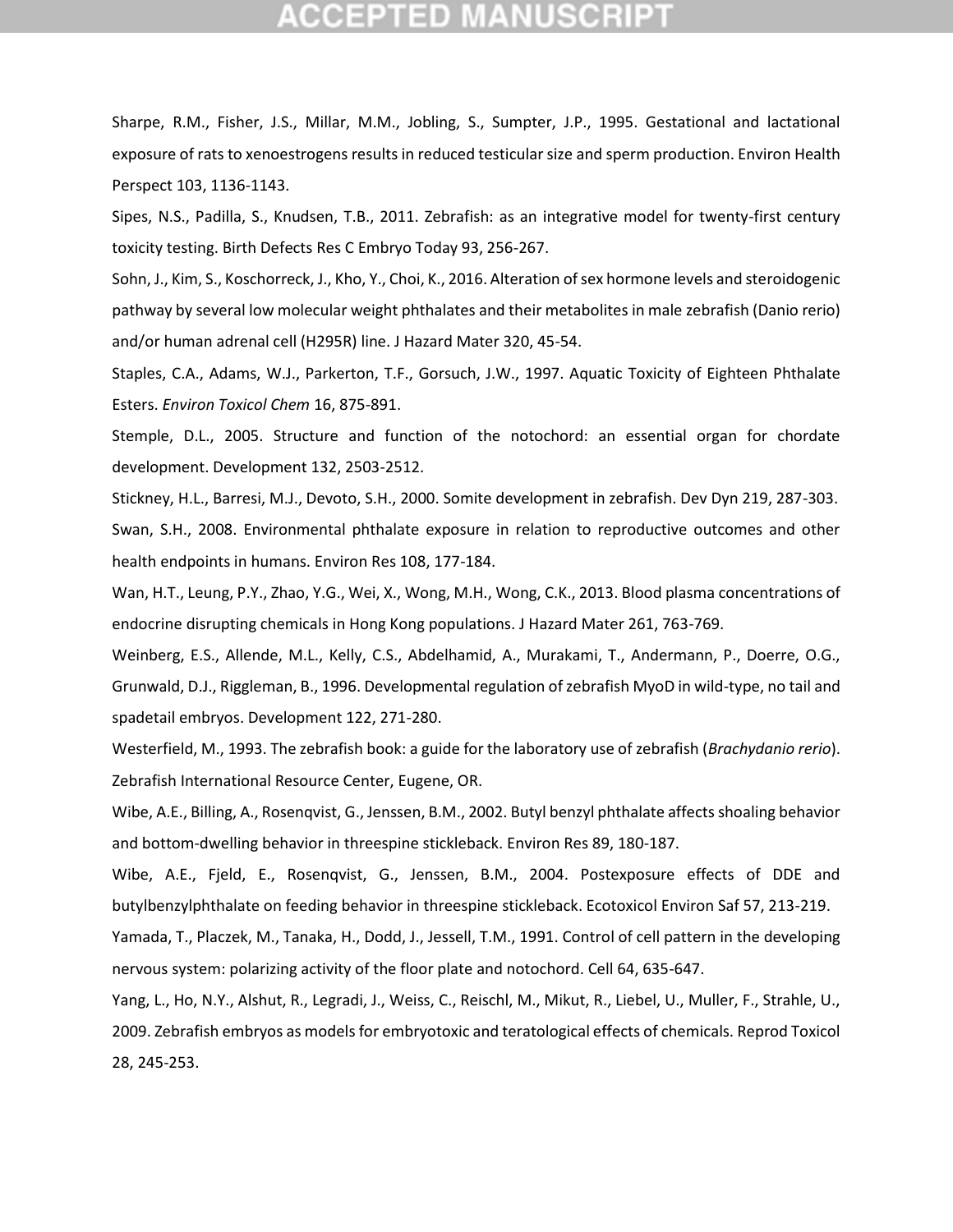Sharpe, R.M., Fisher, J.S., Millar, M.M., Jobling, S., Sumpter, J.P., 1995. Gestational and lactational exposure of rats to xenoestrogens results in reduced testicular size and sperm production. Environ Health Perspect 103, 1136-1143.

Sipes, N.S., Padilla, S., Knudsen, T.B., 2011. Zebrafish: as an integrative model for twenty-first century toxicity testing. Birth Defects Res C Embryo Today 93, 256-267.

Sohn, J., Kim, S., Koschorreck, J., Kho, Y., Choi, K., 2016. Alteration of sex hormone levels and steroidogenic pathway by several low molecular weight phthalates and their metabolites in male zebrafish (Danio rerio) and/or human adrenal cell (H295R) line. J Hazard Mater 320, 45-54.

Staples, C.A., Adams, W.J., Parkerton, T.F., Gorsuch, J.W., 1997. Aquatic Toxicity of Eighteen Phthalate Esters. *Environ Toxicol Chem* 16, 875-891.

Stemple, D.L., 2005. Structure and function of the notochord: an essential organ for chordate development. Development 132, 2503-2512.

Stickney, H.L., Barresi, M.J., Devoto, S.H., 2000. Somite development in zebrafish. Dev Dyn 219, 287-303.

Swan, S.H., 2008. Environmental phthalate exposure in relation to reproductive outcomes and other health endpoints in humans. Environ Res 108, 177-184.

Wan, H.T., Leung, P.Y., Zhao, Y.G., Wei, X., Wong, M.H., Wong, C.K., 2013. Blood plasma concentrations of endocrine disrupting chemicals in Hong Kong populations. J Hazard Mater 261, 763-769.

Weinberg, E.S., Allende, M.L., Kelly, C.S., Abdelhamid, A., Murakami, T., Andermann, P., Doerre, O.G., Grunwald, D.J., Riggleman, B., 1996. Developmental regulation of zebrafish MyoD in wild-type, no tail and spadetail embryos. Development 122, 271-280.

Westerfield, M., 1993. The zebrafish book: a guide for the laboratory use of zebrafish (*Brachydanio rerio*). Zebrafish International Resource Center, Eugene, OR.

Wibe, A.E., Billing, A., Rosenqvist, G., Jenssen, B.M., 2002. Butyl benzyl phthalate affects shoaling behavior and bottom-dwelling behavior in threespine stickleback. Environ Res 89, 180-187.

Wibe, A.E., Fjeld, E., Rosenqvist, G., Jenssen, B.M., 2004. Postexposure effects of DDE and butylbenzylphthalate on feeding behavior in threespine stickleback. Ecotoxicol Environ Saf 57, 213-219.

Yamada, T., Placzek, M., Tanaka, H., Dodd, J., Jessell, T.M., 1991. Control of cell pattern in the developing nervous system: polarizing activity of the floor plate and notochord. Cell 64, 635-647.

Yang, L., Ho, N.Y., Alshut, R., Legradi, J., Weiss, C., Reischl, M., Mikut, R., Liebel, U., Muller, F., Strahle, U., 2009. Zebrafish embryos as models for embryotoxic and teratological effects of chemicals. Reprod Toxicol 28, 245-253.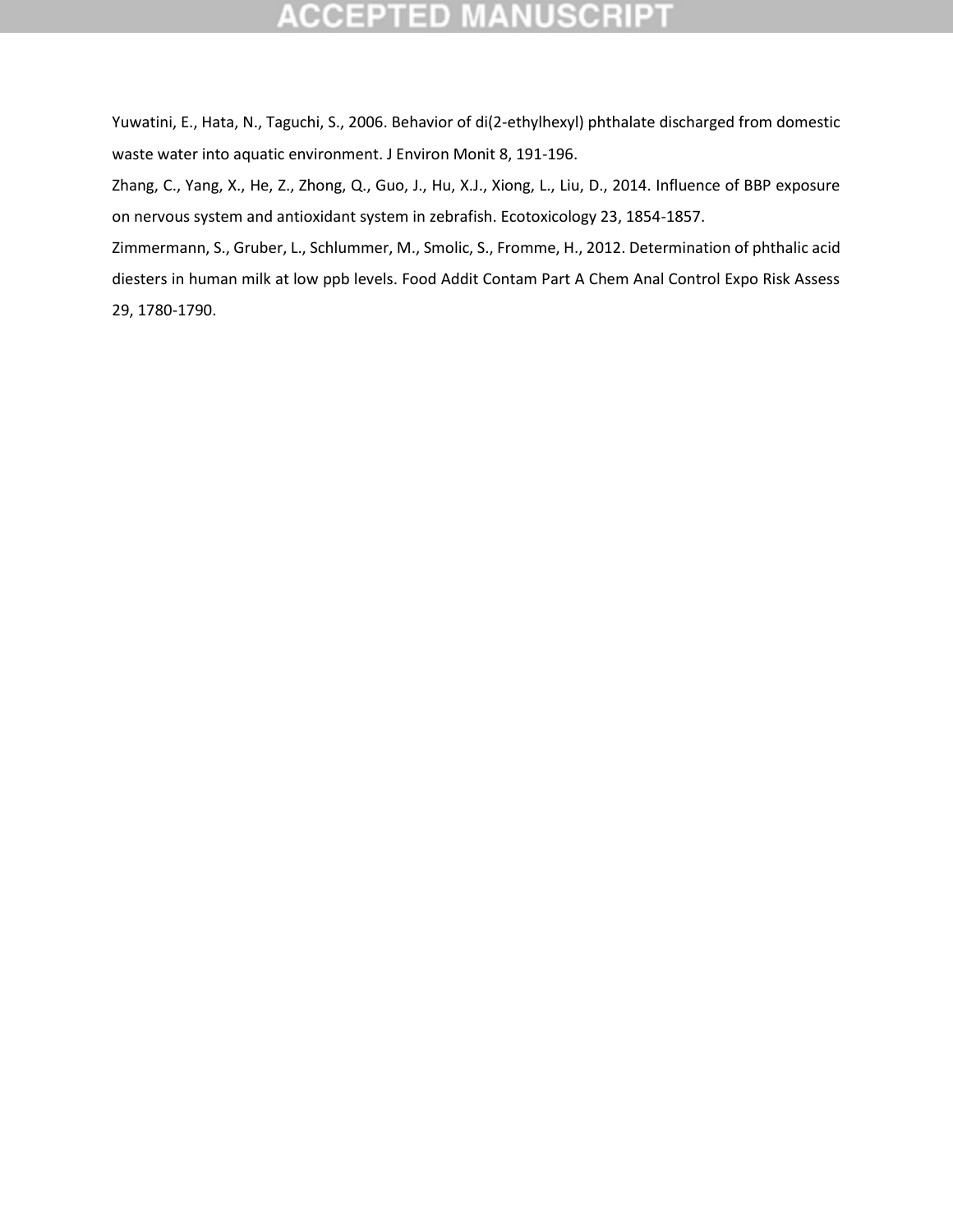Yuwatini, E., Hata, N., Taguchi, S., 2006. Behavior of di(2-ethylhexyl) phthalate discharged from domestic waste water into aquatic environment. J Environ Monit 8, 191-196.

Zhang, C., Yang, X., He, Z., Zhong, Q., Guo, J., Hu, X.J., Xiong, L., Liu, D., 2014. Influence of BBP exposure on nervous system and antioxidant system in zebrafish. Ecotoxicology 23, 1854-1857.

Zimmermann, S., Gruber, L., Schlummer, M., Smolic, S., Fromme, H., 2012. Determination of phthalic acid diesters in human milk at low ppb levels. Food Addit Contam Part A Chem Anal Control Expo Risk Assess 29, 1780-1790.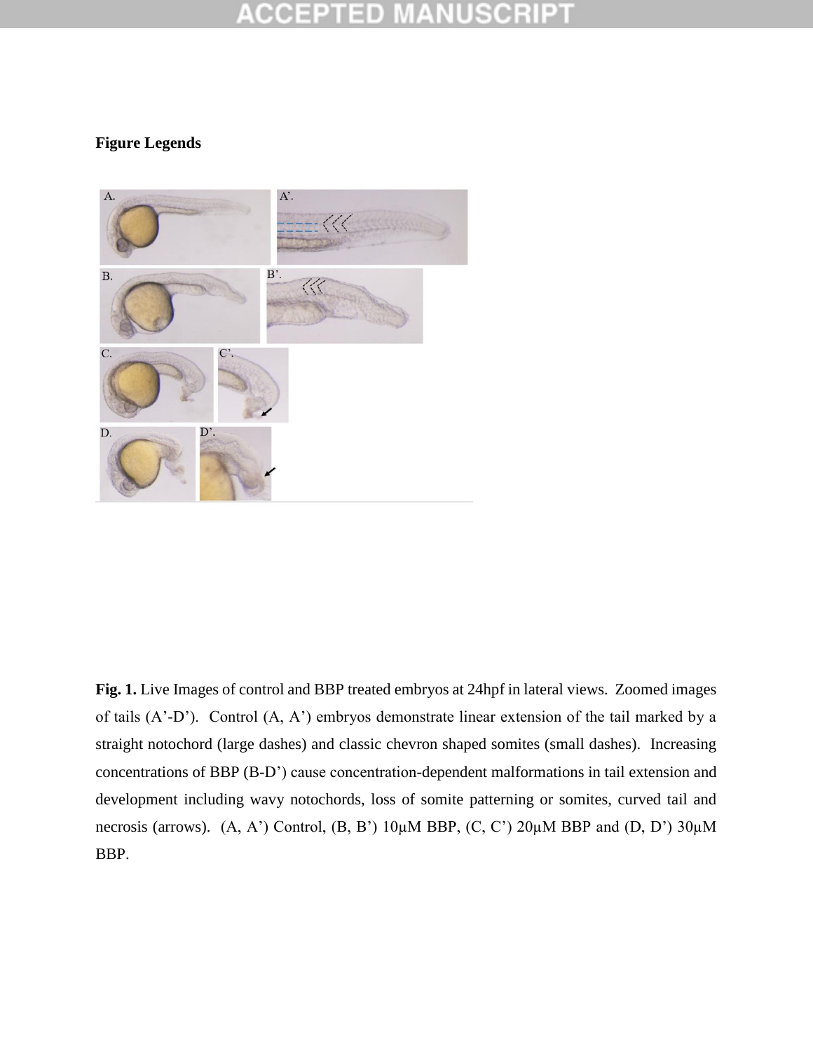**Figure Legends**

**Fig. 1.** Live Images of control and BBP treated embryos at 24hpf in lateral views. Zoomed images of tails (A'-D'). Control (A, A') embryos demonstrate linear extension of the tail marked by a straight notochord (large dashes) and classic chevron shaped somites (small dashes). Increasing concentrations of BBP (B-D') cause concentration-dependent malformations in tail extension and development including wavy notochords, loss of somite patterning or somites, curved tail and necrosis (arrows). (A, A') Control, (B, B') 10μM BBP, (C, C') 20μM BBP and (D, D') 30μM BBP.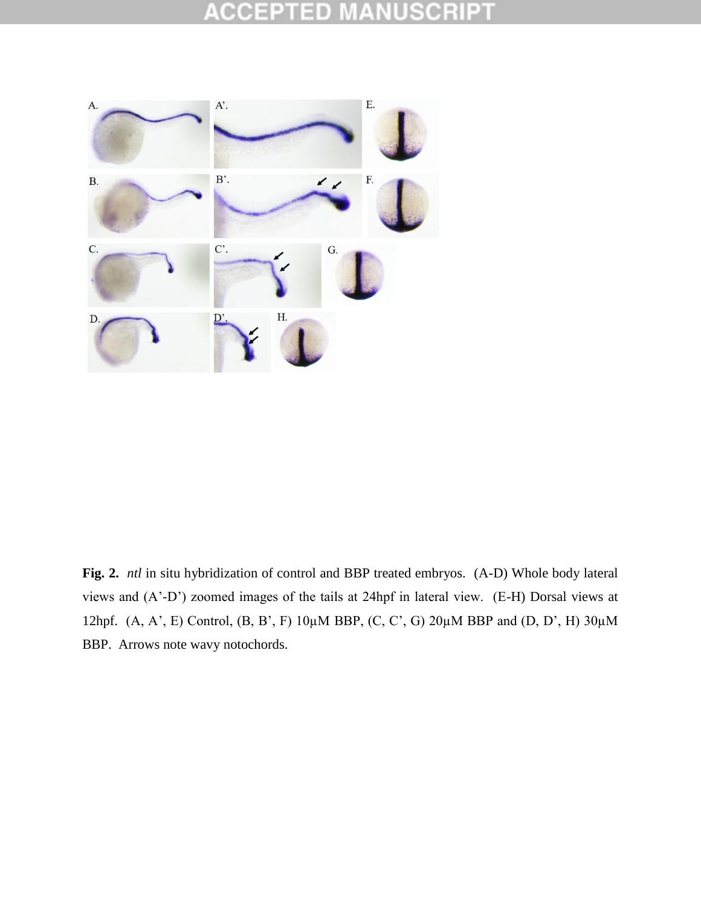**Fig. 2.** *ntl* in situ hybridization of control and BBP treated embryos. (A-D) Whole body lateral views and (A'-D') zoomed images of the tails at 24hpf in lateral view. (E-H) Dorsal views at 12hpf. (A, A', E) Control, (B, B', F) 10μM BBP, (C, C', G) 20μM BBP and (D, D', H) 30μM BBP. Arrows note wavy notochords.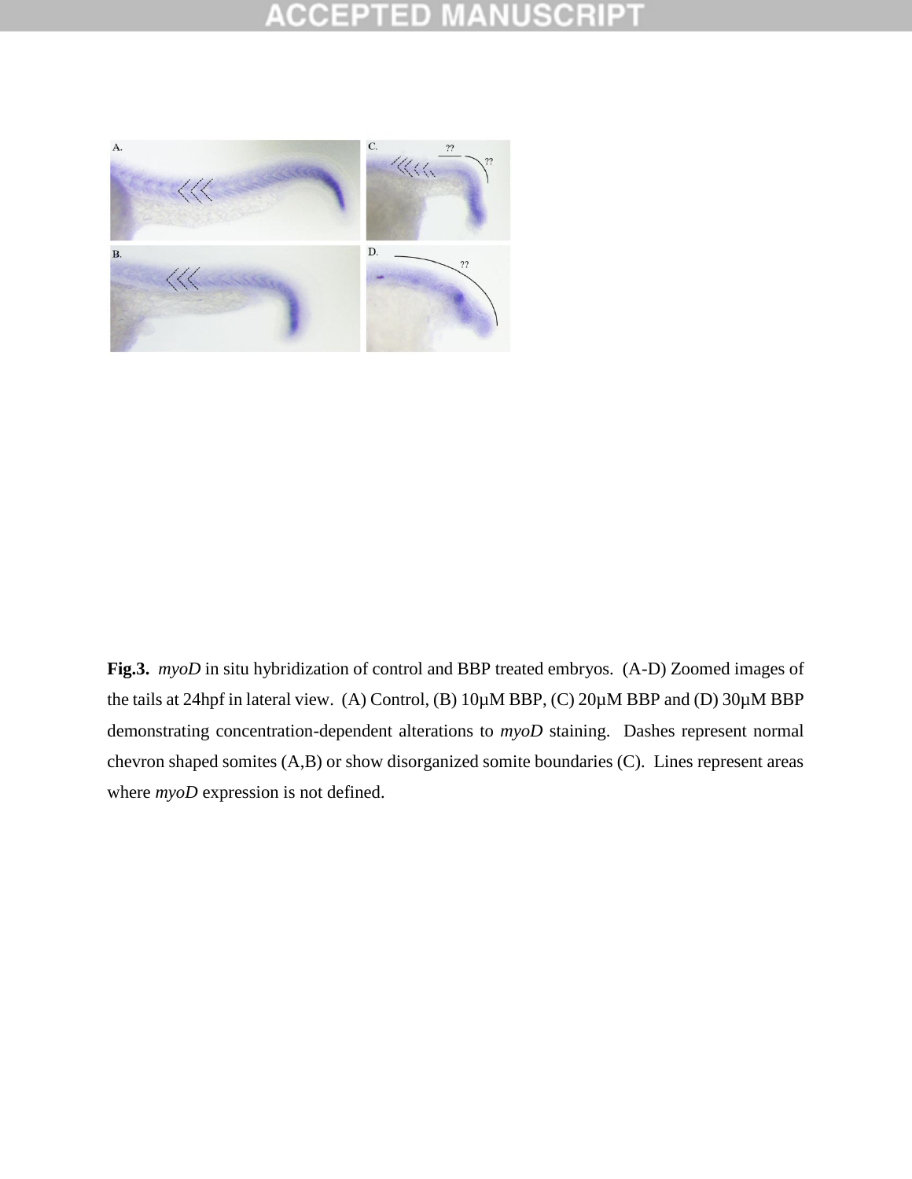**Fig.3.** *myoD* in situ hybridization of control and BBP treated embryos. (A-D) Zoomed images of the tails at 24hpf in lateral view. (A) Control, (B) 10μM BBP, (C) 20μM BBP and (D) 30μM BBP demonstrating concentration-dependent alterations to *myoD* staining. Dashes represent normal chevron shaped somites (A,B) or show disorganized somite boundaries (C). Lines represent areas where *myoD* expression is not defined.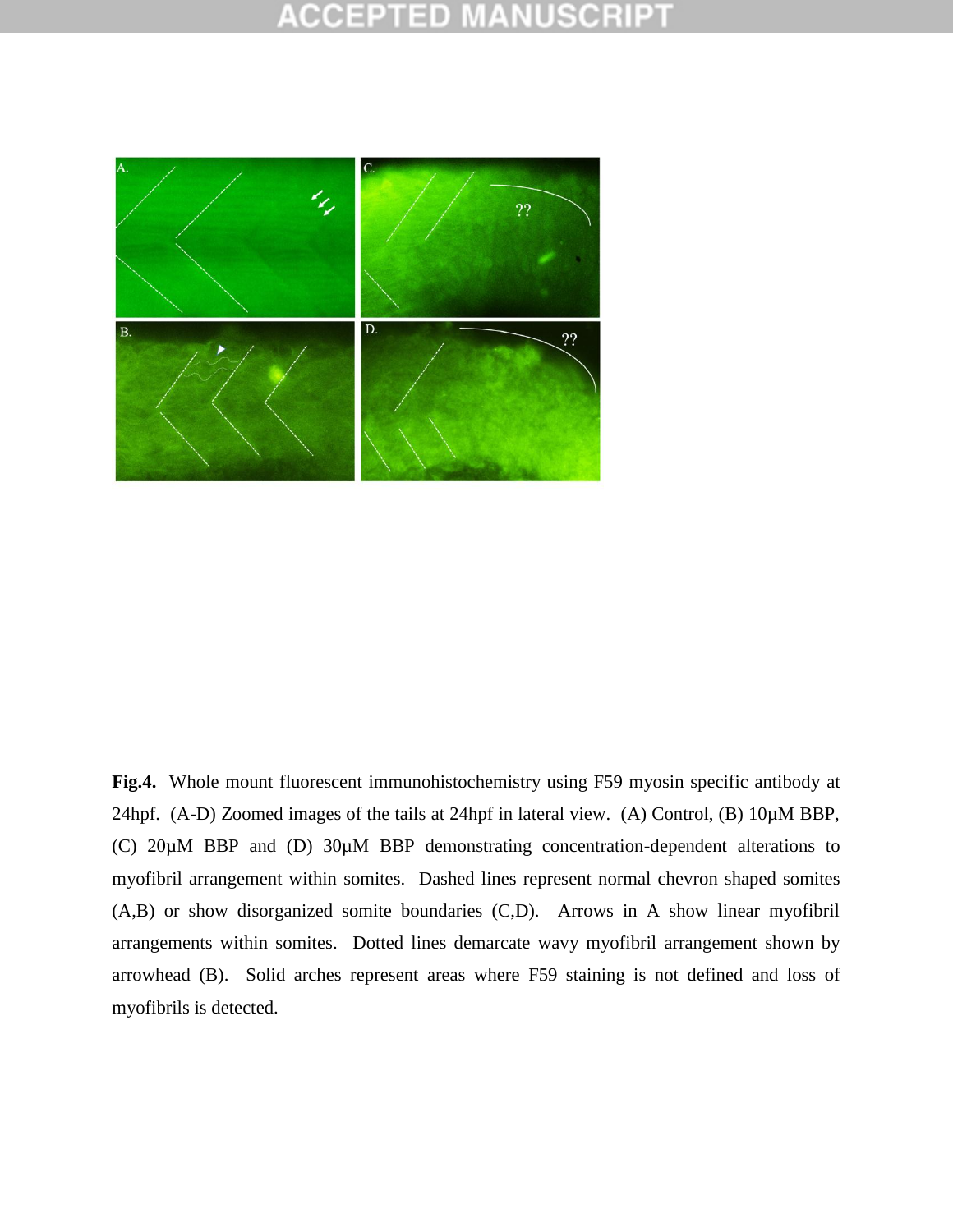**Fig.4.** Whole mount fluorescent immunohistochemistry using F59 myosin specific antibody at 24hpf. (A-D) Zoomed images of the tails at 24hpf in lateral view. (A) Control, (B) 10µM BBP, (C) 20µM BBP and (D) 30µM BBP demonstrating concentration-dependent alterations to myofibril arrangement within somites. Dashed lines represent normal chevron shaped somites (A,B) or show disorganized somite boundaries (C,D). Arrows in A show linear myofibril arrangements within somites. Dotted lines demarcate wavy myofibril arrangement shown by arrowhead (B). Solid arches represent areas where F59 staining is not defined and loss of myofibrils is detected.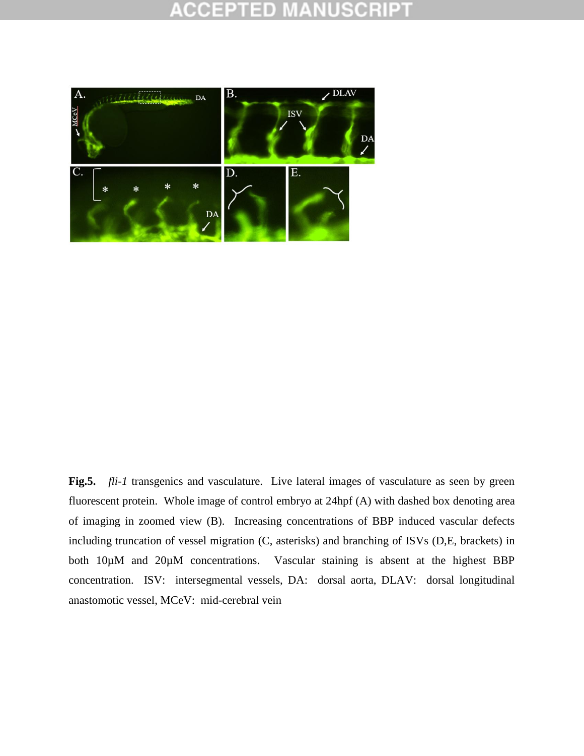**Fig.5.** *fli-1* transgenics and vasculature. Live lateral images of vasculature as seen by green fluorescent protein. Whole image of control embryo at 24hpf (A) with dashed box denoting area of imaging in zoomed view (B). Increasing concentrations of BBP induced vascular defects including truncation of vessel migration (C, asterisks) and branching of ISVs (D,E, brackets) in both 10μM and 20μM concentrations. Vascular staining is absent at the highest BBP concentration. ISV: intersegmental vessels, DA: dorsal aorta, DLAV: dorsal longitudinal anastomotic vessel, MCeV: mid-cerebral vein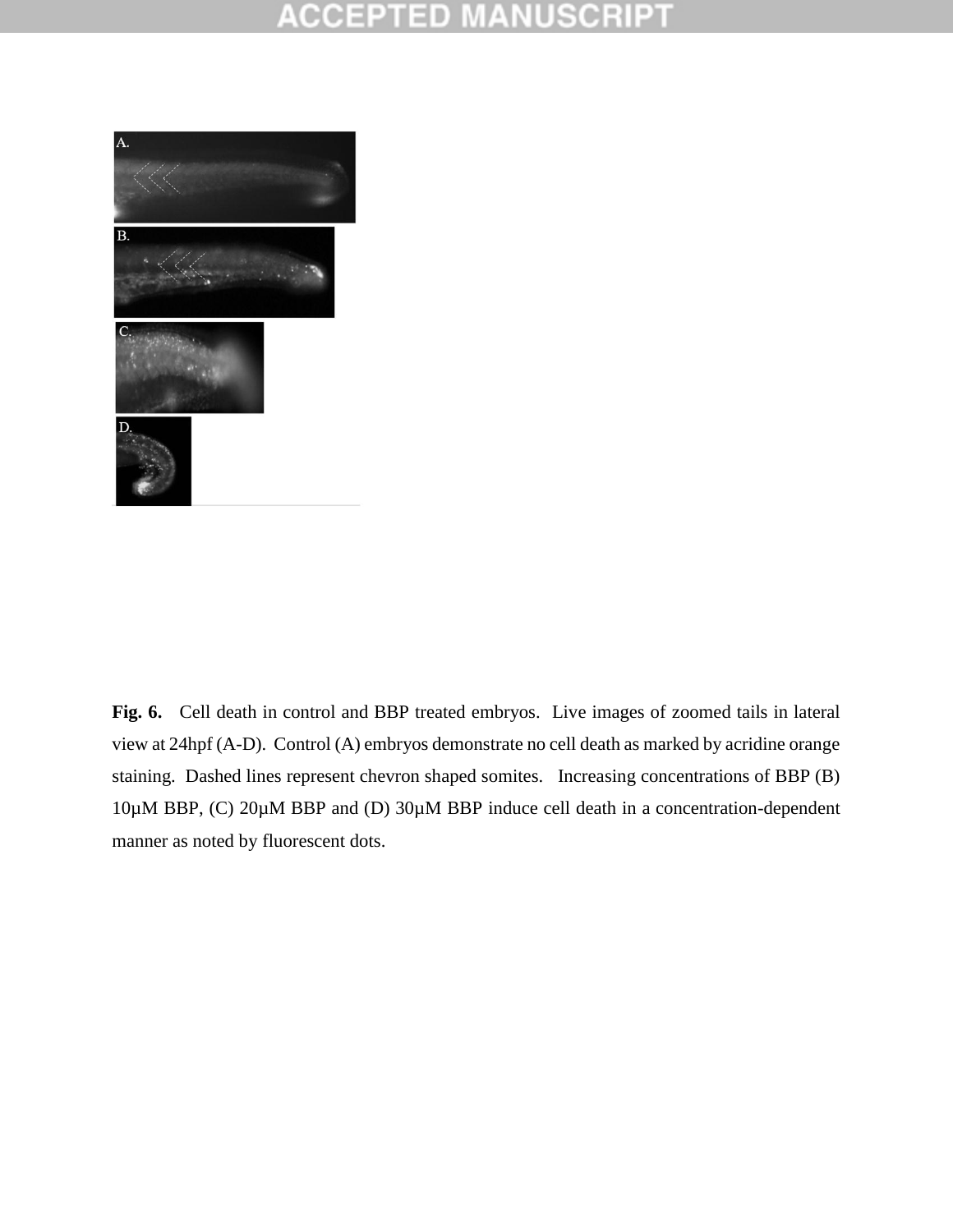**Fig. 6.** Cell death in control and BBP treated embryos. Live images of zoomed tails in lateral view at 24hpf (A-D). Control (A) embryos demonstrate no cell death as marked by acridine orange staining. Dashed lines represent chevron shaped somites. Increasing concentrations of BBP (B) 10μM BBP, (C) 20μM BBP and (D) 30μM BBP induce cell death in a concentration-dependent manner as noted by fluorescent dots.